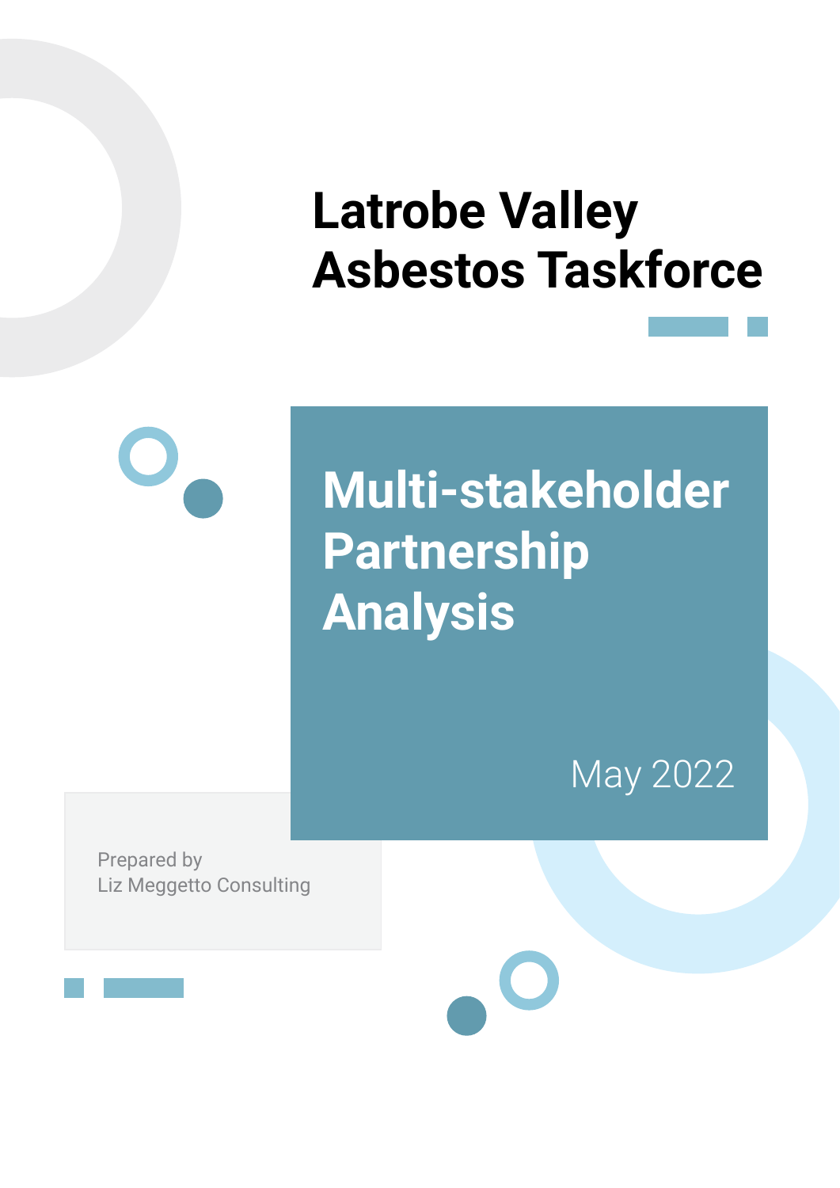# Latrobe Valley Asbestos Taskforce

## Multi-stakeholder Partnership Analysis

May 2022

Prepared by
Liz Meggetto Consulting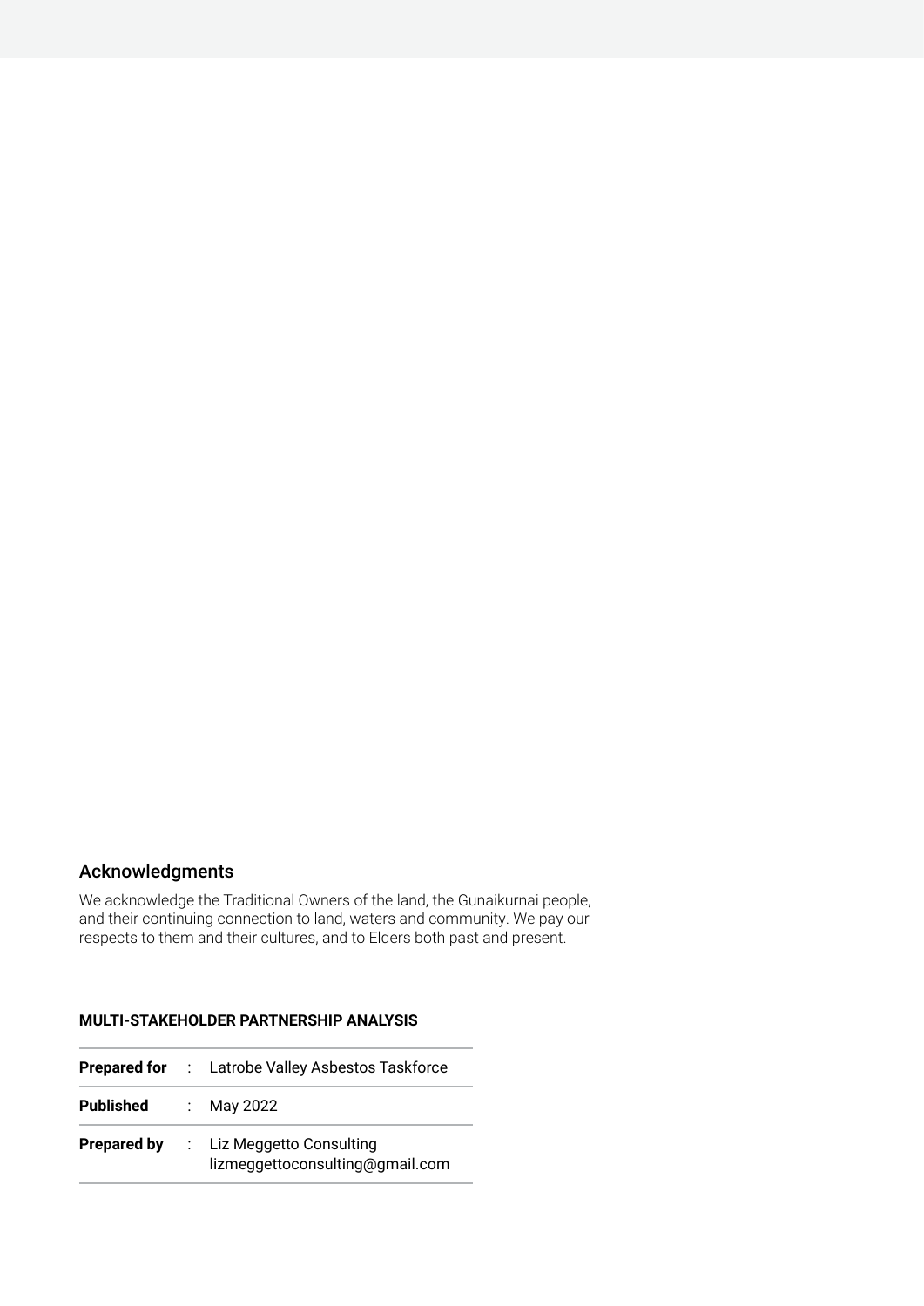## Acknowledgments

We acknowledge the Traditional Owners of the land, the Gunaikurnai people, and their continuing connection to land, waters and community. We pay our respects to them and their cultures, and to Elders both past and present.

**MULTI-STAKEHOLDER PARTNERSHIP ANALYSIS**

| | | |
|---|---|---|
| **Prepared for** | : | Latrobe Valley Asbestos Taskforce |
| **Published** | : | May 2022 |
| **Prepared by** | : | Liz Meggetto Consulting<br>lizmeggettoconsulting@gmail.com |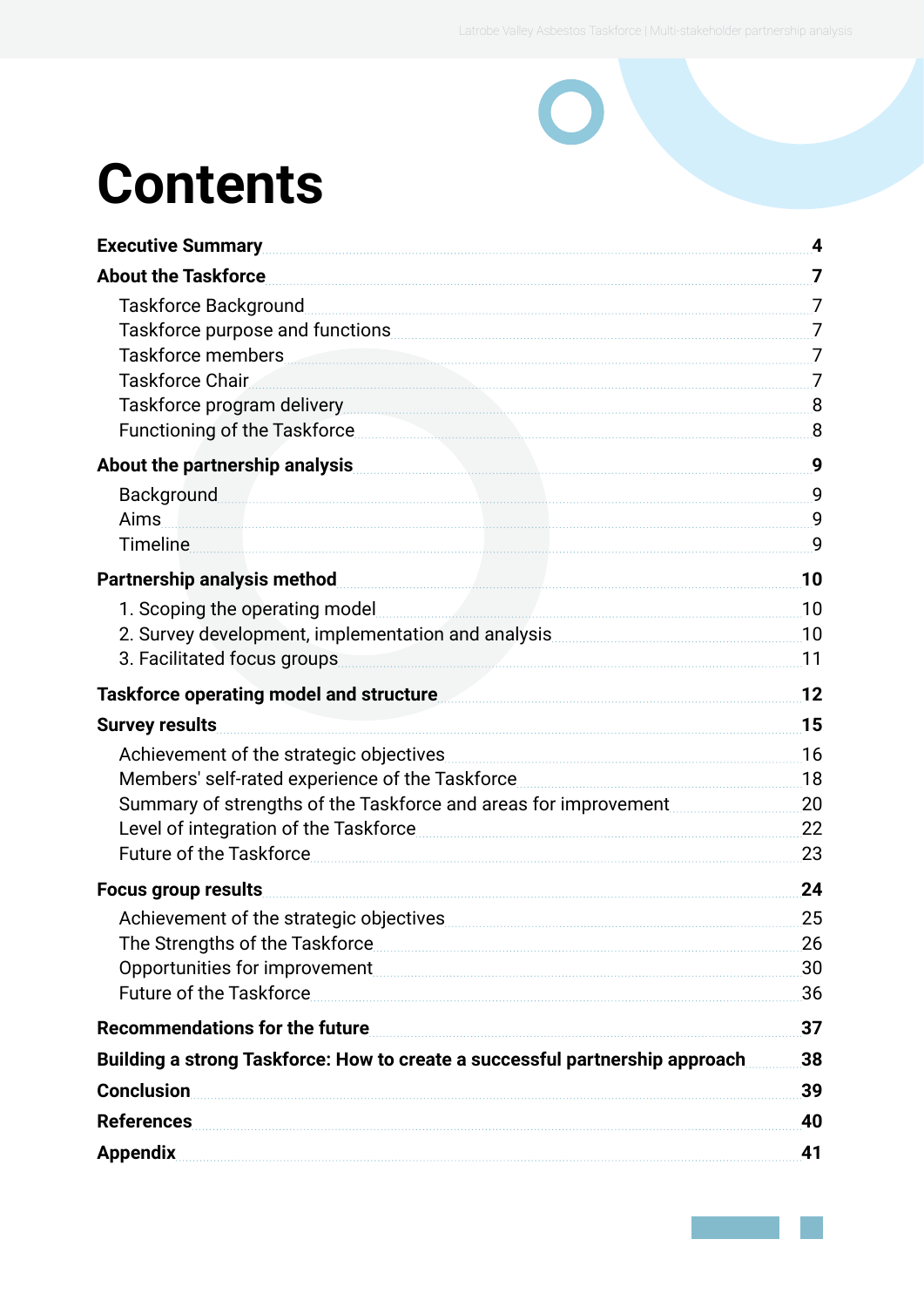# Contents

| | |
|---|---|
| **Executive Summary** | **4** |
| **About the Taskforce** | **7** |
| Taskforce Background | 7 |
| Taskforce purpose and functions | 7 |
| Taskforce members | 7 |
| Taskforce Chair | 7 |
| Taskforce program delivery | 8 |
| Functioning of the Taskforce | 8 |
| **About the partnership analysis** | **9** |
| Background | 9 |
| Aims | 9 |
| Timeline | 9 |
| **Partnership analysis method** | **10** |
| 1. Scoping the operating model | 10 |
| 2. Survey development, implementation and analysis | 10 |
| 3. Facilitated focus groups | 11 |
| **Taskforce operating model and structure** | **12** |
| **Survey results** | **15** |
| Achievement of the strategic objectives | 16 |
| Members' self-rated experience of the Taskforce | 18 |
| Summary of strengths of the Taskforce and areas for improvement | 20 |
| Level of integration of the Taskforce | 22 |
| Future of the Taskforce | 23 |
| **Focus group results** | **24** |
| Achievement of the strategic objectives | 25 |
| The Strengths of the Taskforce | 26 |
| Opportunities for improvement | 30 |
| Future of the Taskforce | 36 |
| **Recommendations for the future** | **37** |
| **Building a strong Taskforce: How to create a successful partnership approach** | **38** |
| **Conclusion** | **39** |
| **References** | **40** |
| **Appendix** | **41** |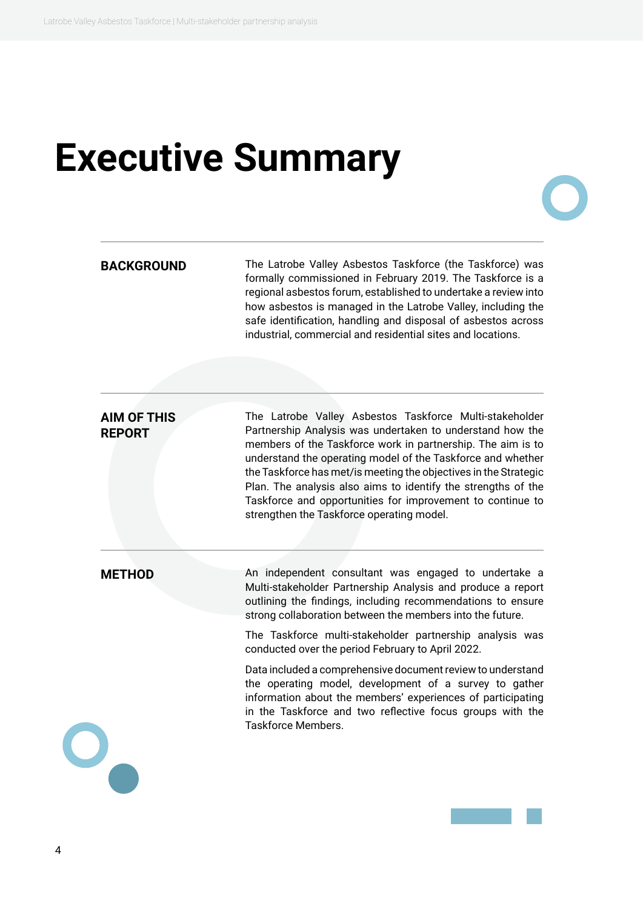# Executive Summary

## BACKGROUND

The Latrobe Valley Asbestos Taskforce (the Taskforce) was formally commissioned in February 2019. The Taskforce is a regional asbestos forum, established to undertake a review into how asbestos is managed in the Latrobe Valley, including the safe identification, handling and disposal of asbestos across industrial, commercial and residential sites and locations.

## AIM OF THIS REPORT

The Latrobe Valley Asbestos Taskforce Multi-stakeholder Partnership Analysis was undertaken to understand how the members of the Taskforce work in partnership. The aim is to understand the operating model of the Taskforce and whether the Taskforce has met/is meeting the objectives in the Strategic Plan. The analysis also aims to identify the strengths of the Taskforce and opportunities for improvement to continue to strengthen the Taskforce operating model.

## METHOD

An independent consultant was engaged to undertake a Multi-stakeholder Partnership Analysis and produce a report outlining the findings, including recommendations to ensure strong collaboration between the members into the future.

The Taskforce multi-stakeholder partnership analysis was conducted over the period February to April 2022.

Data included a comprehensive document review to understand the operating model, development of a survey to gather information about the members' experiences of participating in the Taskforce and two reflective focus groups with the Taskforce Members.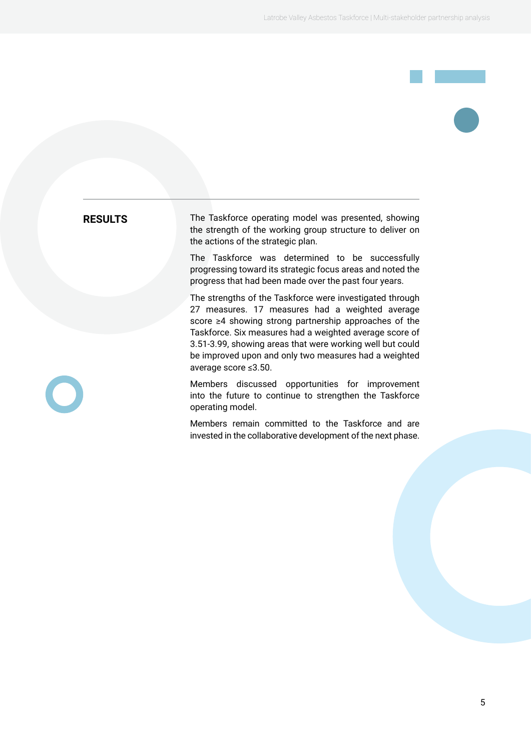## RESULTS

The Taskforce operating model was presented, showing the strength of the working group structure to deliver on the actions of the strategic plan.

The Taskforce was determined to be successfully progressing toward its strategic focus areas and noted the progress that had been made over the past four years.

The strengths of the Taskforce were investigated through 27 measures. 17 measures had a weighted average score ≥4 showing strong partnership approaches of the Taskforce. Six measures had a weighted average score of 3.51-3.99, showing areas that were working well but could be improved upon and only two measures had a weighted average score ≤3.50.

Members discussed opportunities for improvement into the future to continue to strengthen the Taskforce operating model.

Members remain committed to the Taskforce and are invested in the collaborative development of the next phase.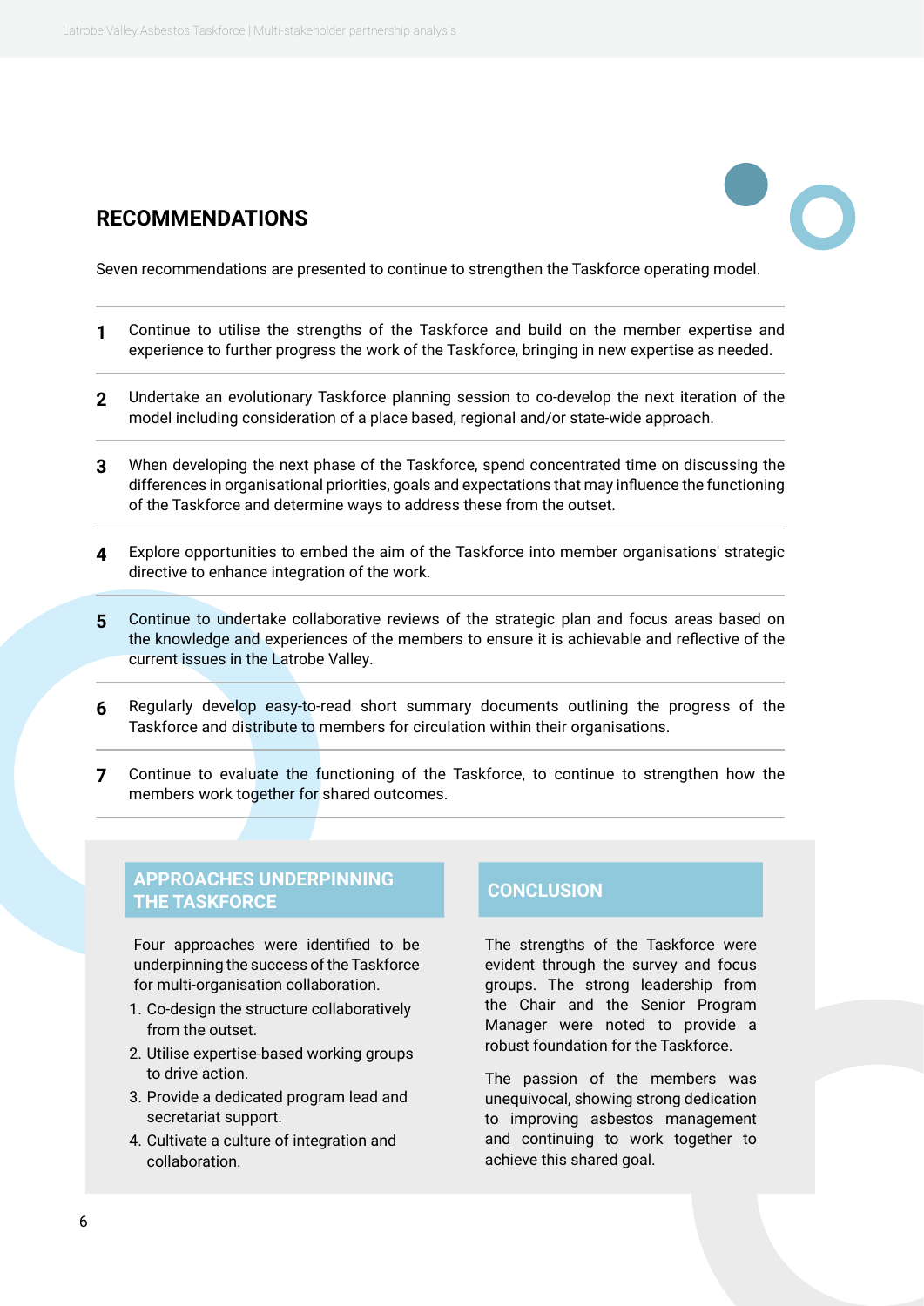## RECOMMENDATIONS

Seven recommendations are presented to continue to strengthen the Taskforce operating model.

1. Continue to utilise the strengths of the Taskforce and build on the member expertise and experience to further progress the work of the Taskforce, bringing in new expertise as needed.
2. Undertake an evolutionary Taskforce planning session to co-develop the next iteration of the model including consideration of a place based, regional and/or state-wide approach.
3. When developing the next phase of the Taskforce, spend concentrated time on discussing the differences in organisational priorities, goals and expectations that may influence the functioning of the Taskforce and determine ways to address these from the outset.
4. Explore opportunities to embed the aim of the Taskforce into member organisations' strategic directive to enhance integration of the work.
5. Continue to undertake collaborative reviews of the strategic plan and focus areas based on the knowledge and experiences of the members to ensure it is achievable and reflective of the current issues in the Latrobe Valley.
6. Regularly develop easy-to-read short summary documents outlining the progress of the Taskforce and distribute to members for circulation within their organisations.
7. Continue to evaluate the functioning of the Taskforce, to continue to strengthen how the members work together for shared outcomes.

### APPROACHES UNDERPINNING THE TASKFORCE

Four approaches were identified to be underpinning the success of the Taskforce for multi-organisation collaboration.

1. Co-design the structure collaboratively from the outset.
2. Utilise expertise-based working groups to drive action.
3. Provide a dedicated program lead and secretariat support.
4. Cultivate a culture of integration and collaboration.

### CONCLUSION

The strengths of the Taskforce were evident through the survey and focus groups. The strong leadership from the Chair and the Senior Program Manager were noted to provide a robust foundation for the Taskforce.

The passion of the members was unequivocal, showing strong dedication to improving asbestos management and continuing to work together to achieve this shared goal.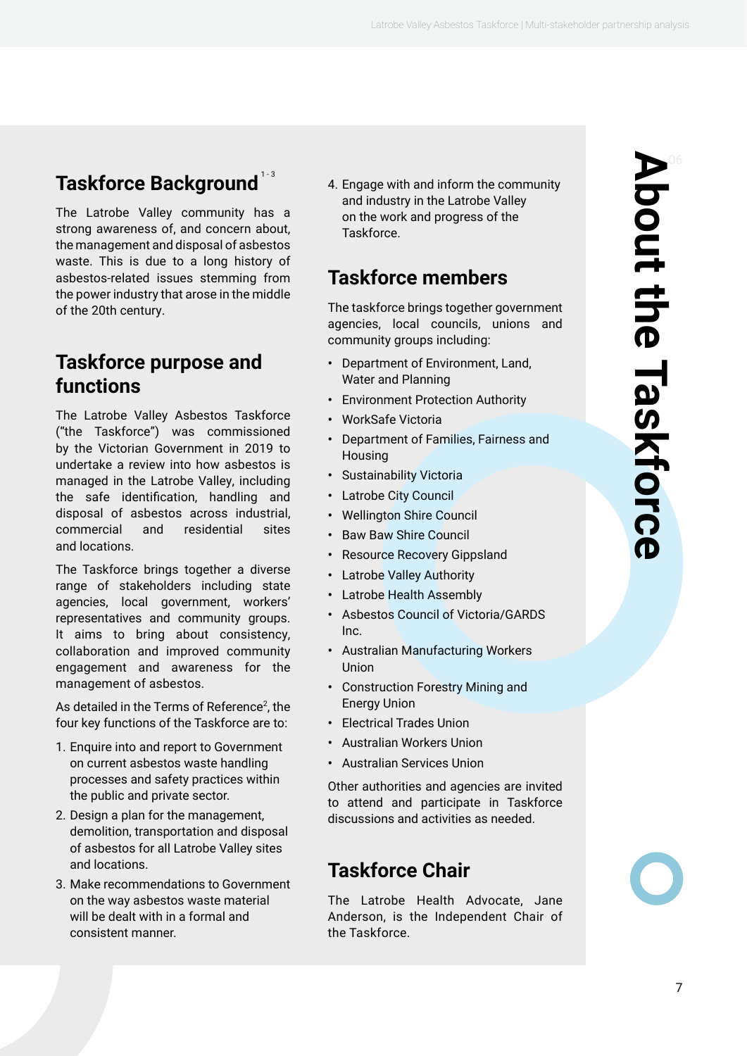# About the Taskforce

## Taskforce Background [1-3]

The Latrobe Valley community has a strong awareness of, and concern about, the management and disposal of asbestos waste. This is due to a long history of asbestos-related issues stemming from the power industry that arose in the middle of the 20th century.

## Taskforce purpose and functions

The Latrobe Valley Asbestos Taskforce ("the Taskforce") was commissioned by the Victorian Government in 2019 to undertake a review into how asbestos is managed in the Latrobe Valley, including the safe identification, handling and disposal of asbestos across industrial, commercial and residential sites and locations.

The Taskforce brings together a diverse range of stakeholders including state agencies, local government, workers' representatives and community groups. It aims to bring about consistency, collaboration and improved community engagement and awareness for the management of asbestos.

As detailed in the Terms of Reference[2], the four key functions of the Taskforce are to:

1. Enquire into and report to Government on current asbestos waste handling processes and safety practices within the public and private sector.
2. Design a plan for the management, demolition, transportation and disposal of asbestos for all Latrobe Valley sites and locations.
3. Make recommendations to Government on the way asbestos waste material will be dealt with in a formal and consistent manner.
4. Engage with and inform the community and industry in the Latrobe Valley on the work and progress of the Taskforce.

## Taskforce members

The taskforce brings together government agencies, local councils, unions and community groups including:

- Department of Environment, Land, Water and Planning
- Environment Protection Authority
- WorkSafe Victoria
- Department of Families, Fairness and Housing
- Sustainability Victoria
- Latrobe City Council
- Wellington Shire Council
- Baw Baw Shire Council
- Resource Recovery Gippsland
- Latrobe Valley Authority
- Latrobe Health Assembly
- Asbestos Council of Victoria/GARDS Inc.
- Australian Manufacturing Workers Union
- Construction Forestry Mining and Energy Union
- Electrical Trades Union
- Australian Workers Union
- Australian Services Union

Other authorities and agencies are invited to attend and participate in Taskforce discussions and activities as needed.

## Taskforce Chair

The Latrobe Health Advocate, Jane Anderson, is the Independent Chair of the Taskforce.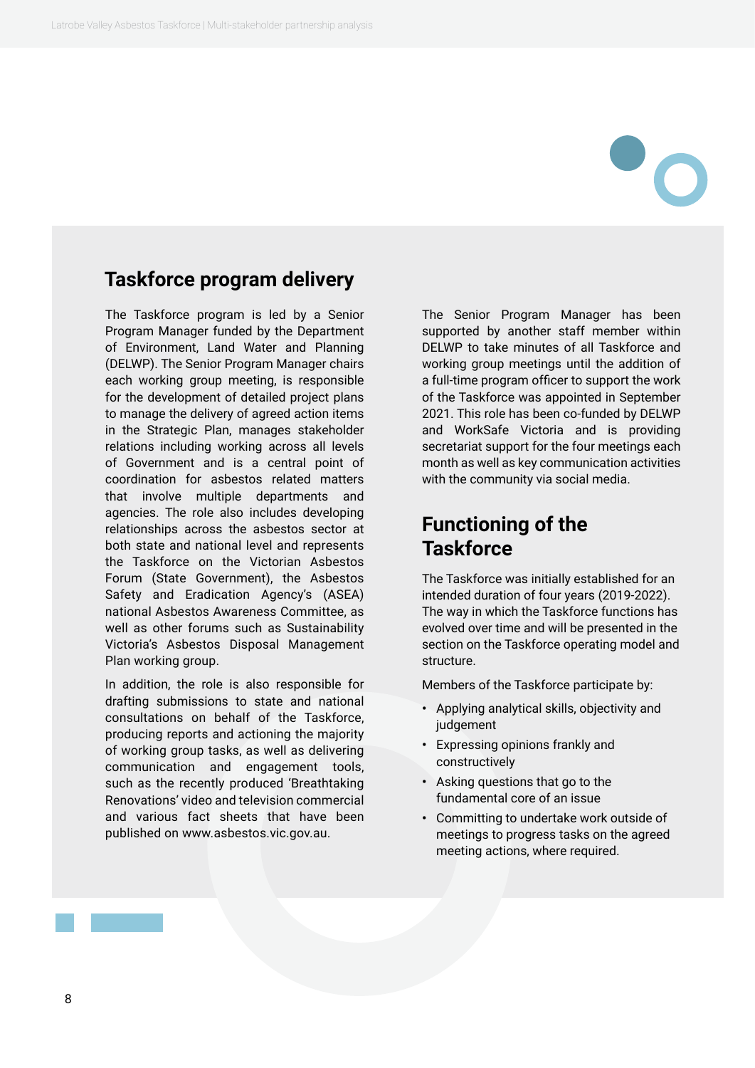## Taskforce program delivery

The Taskforce program is led by a Senior Program Manager funded by the Department of Environment, Land Water and Planning (DELWP). The Senior Program Manager chairs each working group meeting, is responsible for the development of detailed project plans to manage the delivery of agreed action items in the Strategic Plan, manages stakeholder relations including working across all levels of Government and is a central point of coordination for asbestos related matters that involve multiple departments and agencies. The role also includes developing relationships across the asbestos sector at both state and national level and represents the Taskforce on the Victorian Asbestos Forum (State Government), the Asbestos Safety and Eradication Agency's (ASEA) national Asbestos Awareness Committee, as well as other forums such as Sustainability Victoria's Asbestos Disposal Management Plan working group.

In addition, the role is also responsible for drafting submissions to state and national consultations on behalf of the Taskforce, producing reports and actioning the majority of working group tasks, as well as delivering communication and engagement tools, such as the recently produced 'Breathtaking Renovations' video and television commercial and various fact sheets that have been published on www.asbestos.vic.gov.au.

The Senior Program Manager has been supported by another staff member within DELWP to take minutes of all Taskforce and working group meetings until the addition of a full-time program officer to support the work of the Taskforce was appointed in September 2021. This role has been co-funded by DELWP and WorkSafe Victoria and is providing secretariat support for the four meetings each month as well as key communication activities with the community via social media.

## Functioning of the Taskforce

The Taskforce was initially established for an intended duration of four years (2019-2022). The way in which the Taskforce functions has evolved over time and will be presented in the section on the Taskforce operating model and structure.

Members of the Taskforce participate by:

- Applying analytical skills, objectivity and judgement
- Expressing opinions frankly and constructively
- Asking questions that go to the fundamental core of an issue
- Committing to undertake work outside of meetings to progress tasks on the agreed meeting actions, where required.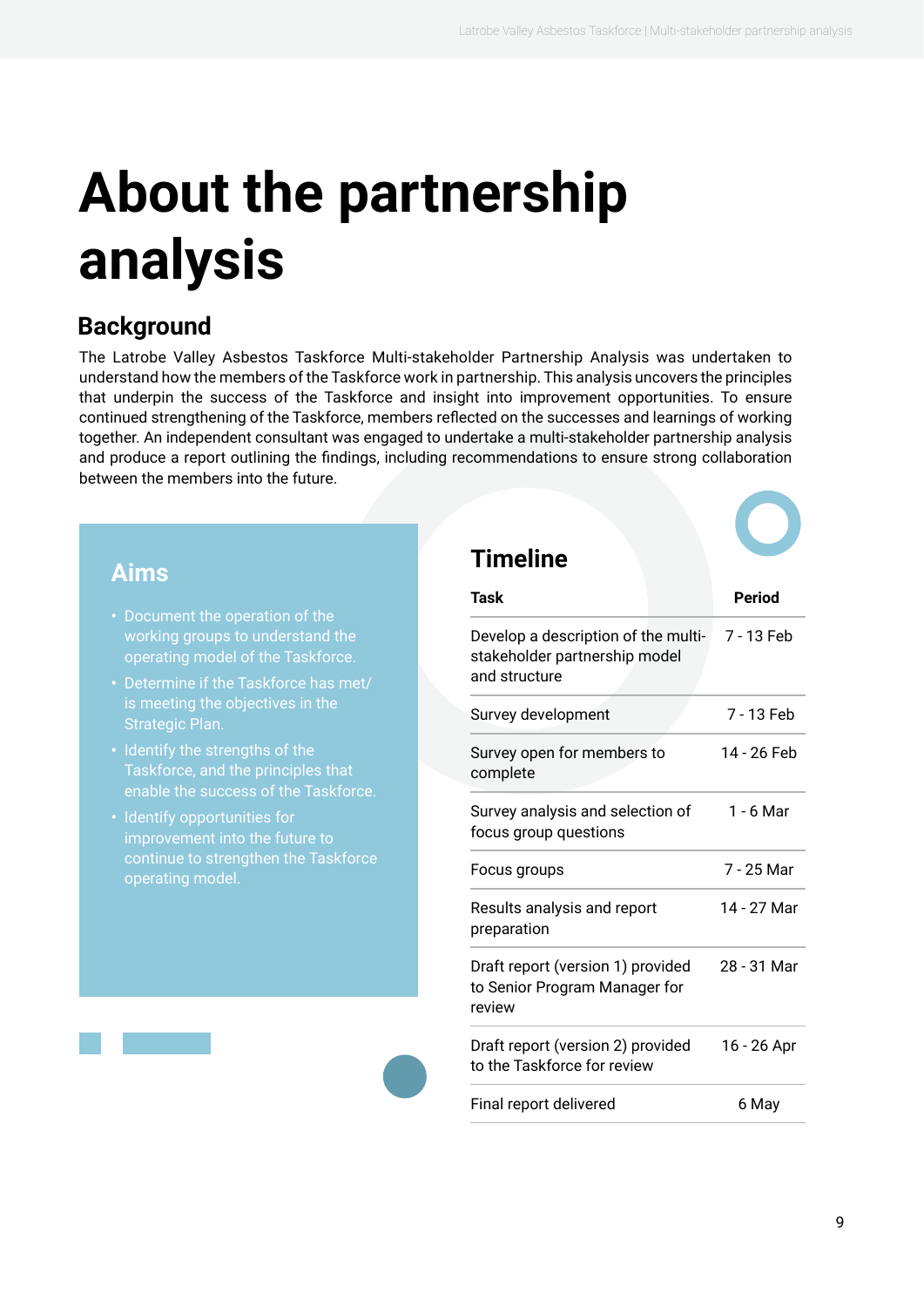# About the partnership analysis

## Background

The Latrobe Valley Asbestos Taskforce Multi-stakeholder Partnership Analysis was undertaken to understand how the members of the Taskforce work in partnership. This analysis uncovers the principles that underpin the success of the Taskforce and insight into improvement opportunities. To ensure continued strengthening of the Taskforce, members reflected on the successes and learnings of working together. An independent consultant was engaged to undertake a multi-stakeholder partnership analysis and produce a report outlining the findings, including recommendations to ensure strong collaboration between the members into the future.

### Aims

- Document the operation of the working groups to understand the operating model of the Taskforce.
- Determine if the Taskforce has met/ is meeting the objectives in the Strategic Plan.
- Identify the strengths of the Taskforce, and the principles that enable the success of the Taskforce.
- Identify opportunities for improvement into the future to continue to strengthen the Taskforce operating model.

### Timeline

| Task | Period |
|---|---|
| Develop a description of the multi-stakeholder partnership model and structure | 7 - 13 Feb |
| Survey development | 7 - 13 Feb |
| Survey open for members to complete | 14 - 26 Feb |
| Survey analysis and selection of focus group questions | 1 - 6 Mar |
| Focus groups | 7 - 25 Mar |
| Results analysis and report preparation | 14 - 27 Mar |
| Draft report (version 1) provided to Senior Program Manager for review | 28 - 31 Mar |
| Draft report (version 2) provided to the Taskforce for review | 16 - 26 Apr |
| Final report delivered | 6 May |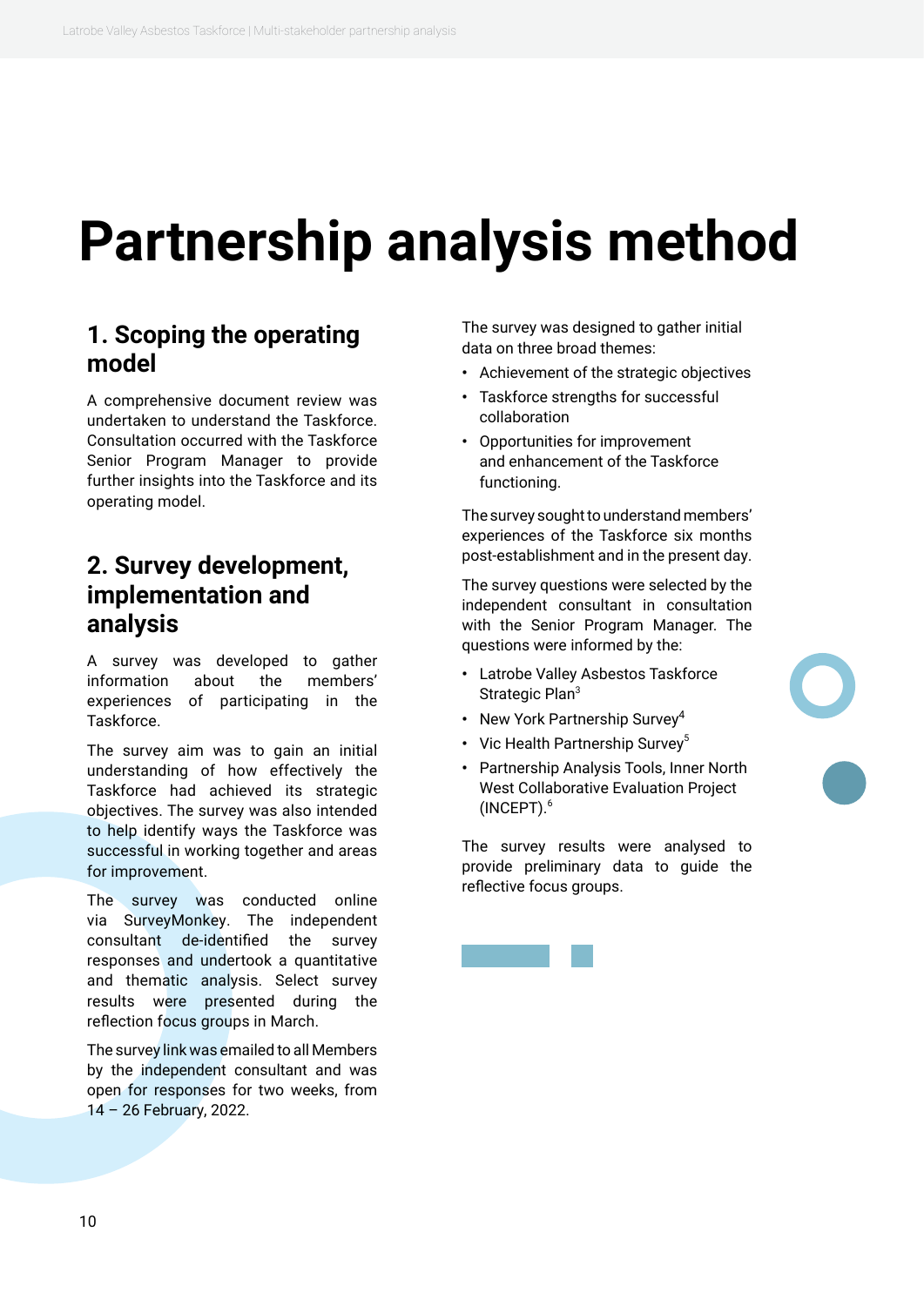# Partnership analysis method

## 1. Scoping the operating model

A comprehensive document review was undertaken to understand the Taskforce. Consultation occurred with the Taskforce Senior Program Manager to provide further insights into the Taskforce and its operating model.

## 2. Survey development, implementation and analysis

A survey was developed to gather information about the members' experiences of participating in the Taskforce.

The survey aim was to gain an initial understanding of how effectively the Taskforce had achieved its strategic objectives. The survey was also intended to help identify ways the Taskforce was successful in working together and areas for improvement.

The survey was conducted online via SurveyMonkey. The independent consultant de-identified the survey responses and undertook a quantitative and thematic analysis. Select survey results were presented during the reflection focus groups in March.

The survey link was emailed to all Members by the independent consultant and was open for responses for two weeks, from 14 – 26 February, 2022.

The survey was designed to gather initial data on three broad themes:

- Achievement of the strategic objectives
- Taskforce strengths for successful collaboration
- Opportunities for improvement and enhancement of the Taskforce functioning.

The survey sought to understand members' experiences of the Taskforce six months post-establishment and in the present day.

The survey questions were selected by the independent consultant in consultation with the Senior Program Manager. The questions were informed by the:

- Latrobe Valley Asbestos Taskforce Strategic Plan[3]
- New York Partnership Survey[4]
- Vic Health Partnership Survey[5]
- Partnership Analysis Tools, Inner North West Collaborative Evaluation Project (INCEPT).[6]

The survey results were analysed to provide preliminary data to guide the reflective focus groups.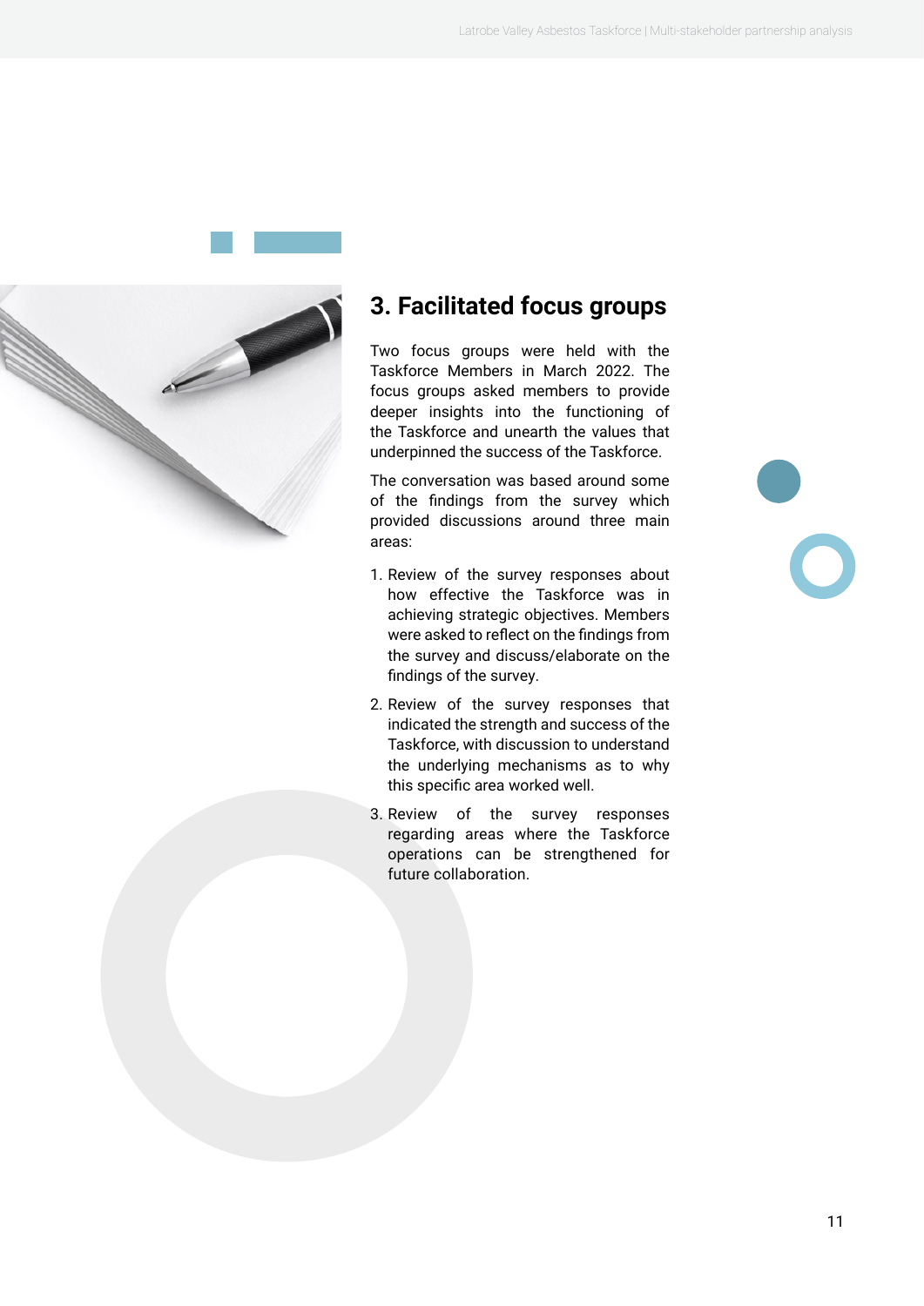## 3. Facilitated focus groups

Two focus groups were held with the Taskforce Members in March 2022. The focus groups asked members to provide deeper insights into the functioning of the Taskforce and unearth the values that underpinned the success of the Taskforce.

The conversation was based around some of the findings from the survey which provided discussions around three main areas:

1. Review of the survey responses about how effective the Taskforce was in achieving strategic objectives. Members were asked to reflect on the findings from the survey and discuss/elaborate on the findings of the survey.
2. Review of the survey responses that indicated the strength and success of the Taskforce, with discussion to understand the underlying mechanisms as to why this specific area worked well.
3. Review of the survey responses regarding areas where the Taskforce operations can be strengthened for future collaboration.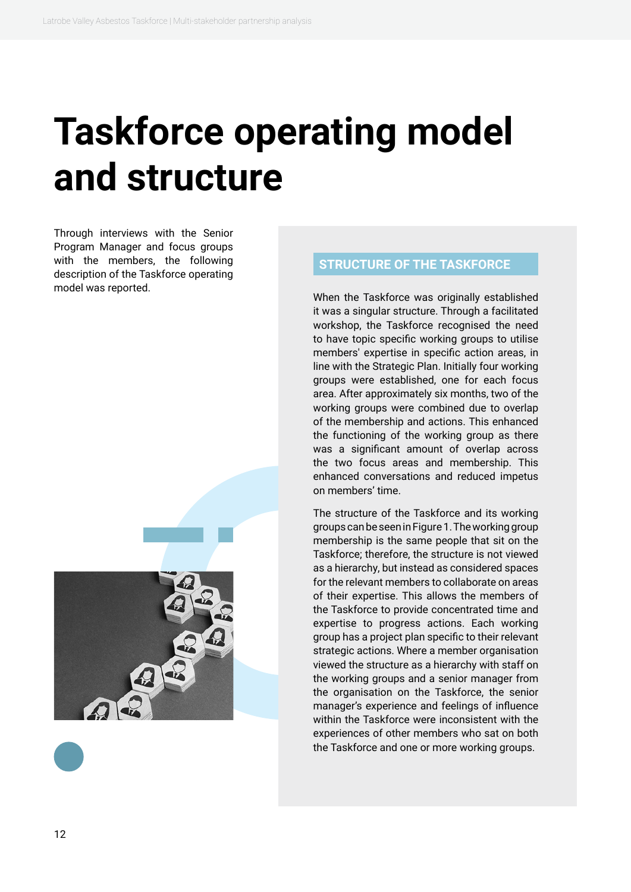# Taskforce operating model and structure

Through interviews with the Senior Program Manager and focus groups with the members, the following description of the Taskforce operating model was reported.

## STRUCTURE OF THE TASKFORCE

When the Taskforce was originally established it was a singular structure. Through a facilitated workshop, the Taskforce recognised the need to have topic specific working groups to utilise members' expertise in specific action areas, in line with the Strategic Plan. Initially four working groups were established, one for each focus area. After approximately six months, two of the working groups were combined due to overlap of the membership and actions. This enhanced the functioning of the working group as there was a significant amount of overlap across the two focus areas and membership. This enhanced conversations and reduced impetus on members' time.

The structure of the Taskforce and its working groups can be seen in Figure 1. The working group membership is the same people that sit on the Taskforce; therefore, the structure is not viewed as a hierarchy, but instead as considered spaces for the relevant members to collaborate on areas of their expertise. This allows the members of the Taskforce to provide concentrated time and expertise to progress actions. Each working group has a project plan specific to their relevant strategic actions. Where a member organisation viewed the structure as a hierarchy with staff on the working groups and a senior manager from the organisation on the Taskforce, the senior manager's experience and feelings of influence within the Taskforce were inconsistent with the experiences of other members who sat on both the Taskforce and one or more working groups.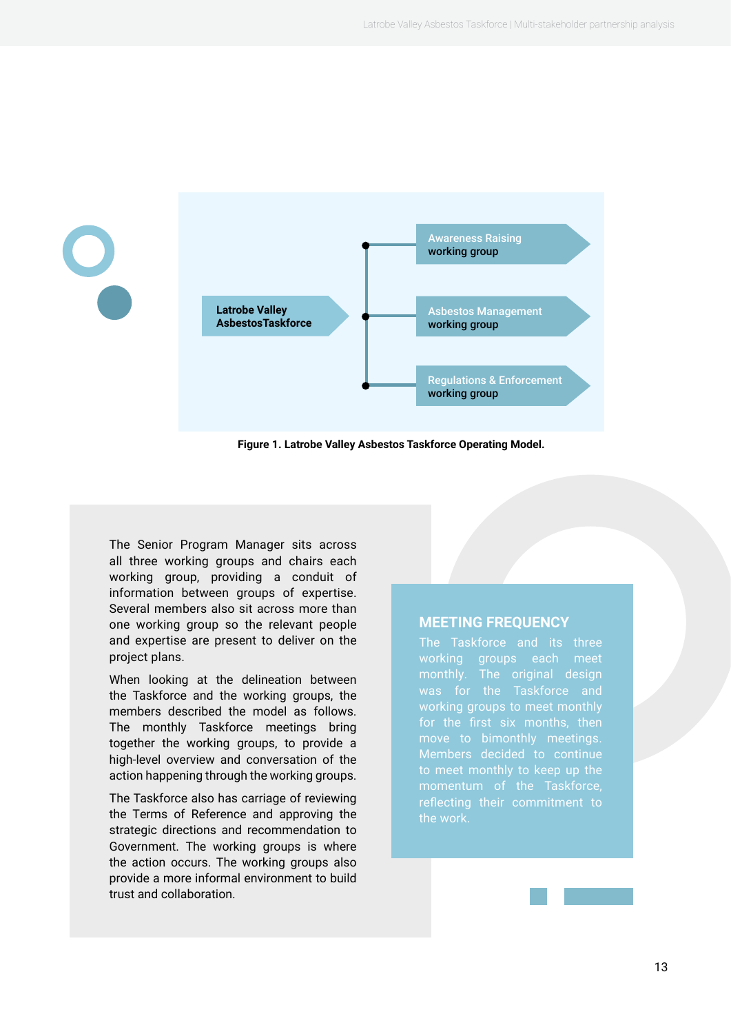Latrobe Valley AsbestosTaskforce

- Awareness Raising working group
- Asbestos Management working group
- Regulations & Enforcement working group

**Figure 1. Latrobe Valley Asbestos Taskforce Operating Model.**

The Senior Program Manager sits across all three working groups and chairs each working group, providing a conduit of information between groups of expertise. Several members also sit across more than one working group so the relevant people and expertise are present to deliver on the project plans.

When looking at the delineation between the Taskforce and the working groups, the members described the model as follows. The monthly Taskforce meetings bring together the working groups, to provide a high-level overview and conversation of the action happening through the working groups.

The Taskforce also has carriage of reviewing the Terms of Reference and approving the strategic directions and recommendation to Government. The working groups is where the action occurs. The working groups also provide a more informal environment to build trust and collaboration.

## MEETING FREQUENCY

The Taskforce and its three working groups each meet monthly. The original design was for the Taskforce and working groups to meet monthly for the first six months, then move to bimonthly meetings. Members decided to continue to meet monthly to keep up the momentum of the Taskforce, reflecting their commitment to the work.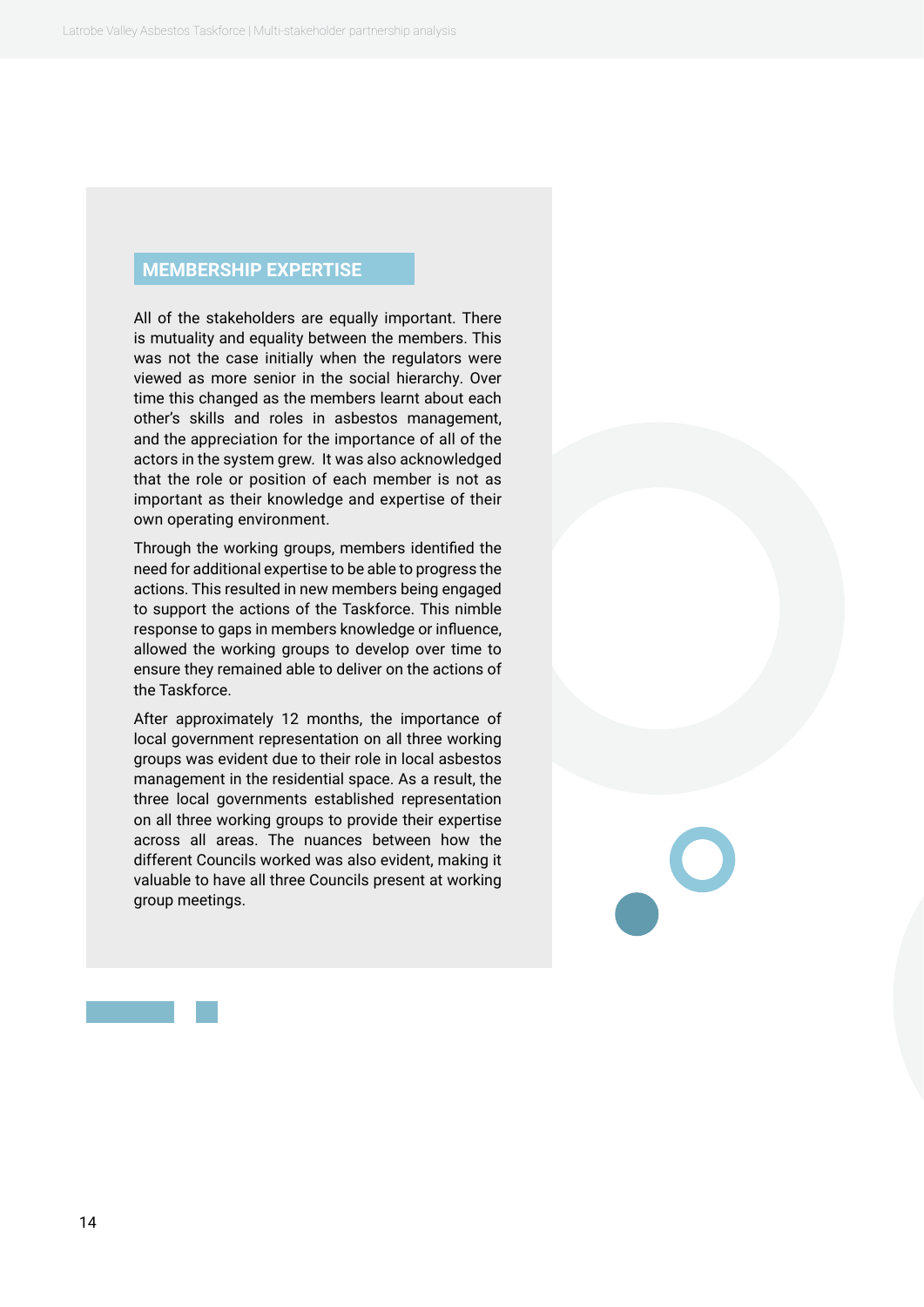## MEMBERSHIP EXPERTISE

All of the stakeholders are equally important. There is mutuality and equality between the members. This was not the case initially when the regulators were viewed as more senior in the social hierarchy. Over time this changed as the members learnt about each other's skills and roles in asbestos management, and the appreciation for the importance of all of the actors in the system grew. It was also acknowledged that the role or position of each member is not as important as their knowledge and expertise of their own operating environment.

Through the working groups, members identified the need for additional expertise to be able to progress the actions. This resulted in new members being engaged to support the actions of the Taskforce. This nimble response to gaps in members knowledge or influence, allowed the working groups to develop over time to ensure they remained able to deliver on the actions of the Taskforce.

After approximately 12 months, the importance of local government representation on all three working groups was evident due to their role in local asbestos management in the residential space. As a result, the three local governments established representation on all three working groups to provide their expertise across all areas. The nuances between how the different Councils worked was also evident, making it valuable to have all three Councils present at working group meetings.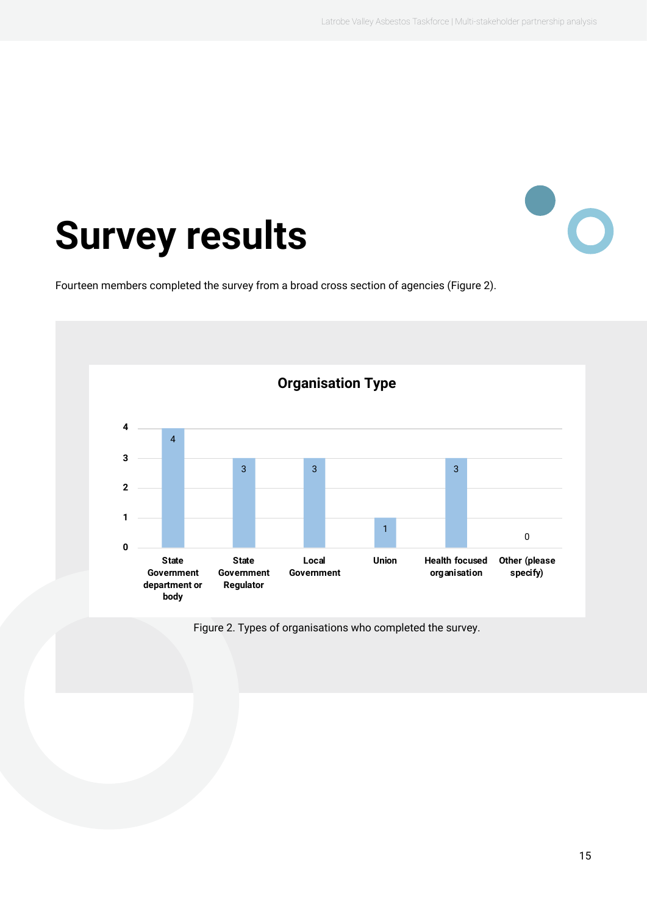# Survey results

Fourteen members completed the survey from a broad cross section of agencies (Figure 2).

**Organisation Type**

| Organisation Type | Count |
|---|---|
| State Government department or body | 4 |
| State Government Regulator | 3 |
| Local Government | 3 |
| Union | 1 |
| Health focused organisation | 3 |
| Other (please specify) | 0 |

Figure 2. Types of organisations who completed the survey.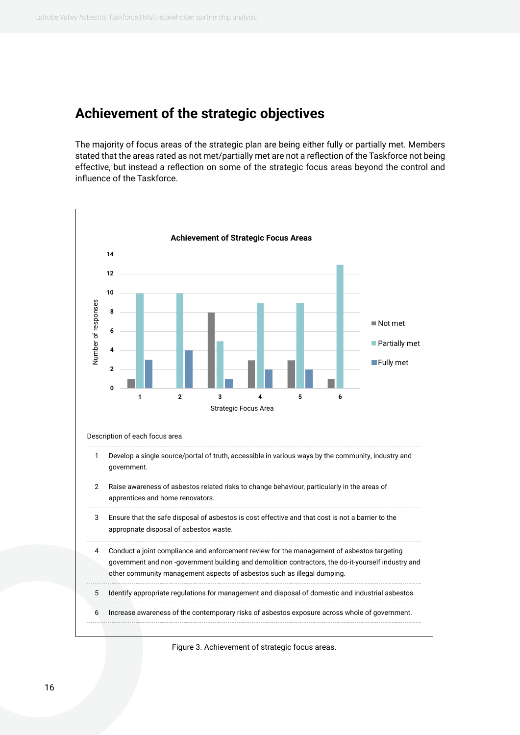## Achievement of the strategic objectives

The majority of focus areas of the strategic plan are being either fully or partially met. Members stated that the areas rated as not met/partially met are not a reflection of the Taskforce not being effective, but instead a reflection on some of the strategic focus areas beyond the control and influence of the Taskforce.

**Achievement of Strategic Focus Areas**

| Strategic Focus Area | Not met | Partially met | Fully met |
|---|---|---|---|
| 1 | 1 | 10 | 3 |
| 2 | 0 | 10 | 4 |
| 3 | 8 | 5 | 1 |
| 4 | 3 | 9 | 2 |
| 5 | 3 | 9 | 2 |
| 6 | 1 | 13 | 0 |

Description of each focus area

| | |
|---|---|
| 1 | Develop a single source/portal of truth, accessible in various ways by the community, industry and government. |
| 2 | Raise awareness of asbestos related risks to change behaviour, particularly in the areas of apprentices and home renovators. |
| 3 | Ensure that the safe disposal of asbestos is cost effective and that cost is not a barrier to the appropriate disposal of asbestos waste. |
| 4 | Conduct a joint compliance and enforcement review for the management of asbestos targeting government and non -government building and demolition contractors, the do-it-yourself industry and other community management aspects of asbestos such as illegal dumping. |
| 5 | Identify appropriate regulations for management and disposal of domestic and industrial asbestos. |
| 6 | Increase awareness of the contemporary risks of asbestos exposure across whole of government. |

Figure 3. Achievement of strategic focus areas.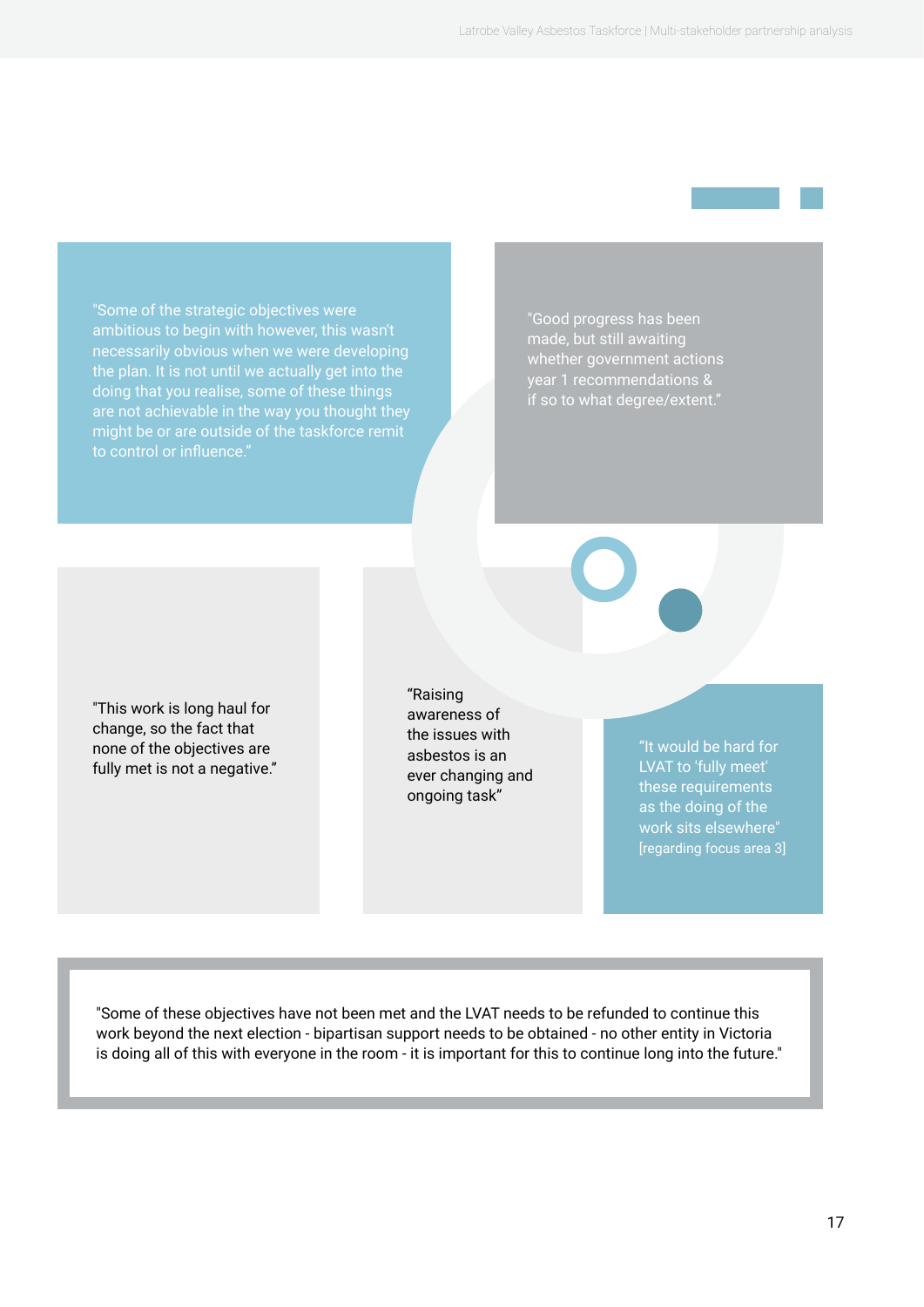"Some of the strategic objectives were ambitious to begin with however, this wasn't necessarily obvious when we were developing the plan. It is not until we actually get into the doing that you realise, some of these things are not achievable in the way you thought they might be or are outside of the taskforce remit to control or influence."

"Good progress has been made, but still awaiting whether government actions year 1 recommendations & if so to what degree/extent."

"This work is long haul for change, so the fact that none of the objectives are fully met is not a negative."

"Raising awareness of the issues with asbestos is an ever changing and ongoing task"

"It would be hard for LVAT to 'fully meet' these requirements as the doing of the work sits elsewhere" [regarding focus area 3]

"Some of these objectives have not been met and the LVAT needs to be refunded to continue this work beyond the next election - bipartisan support needs to be obtained - no other entity in Victoria is doing all of this with everyone in the room - it is important for this to continue long into the future."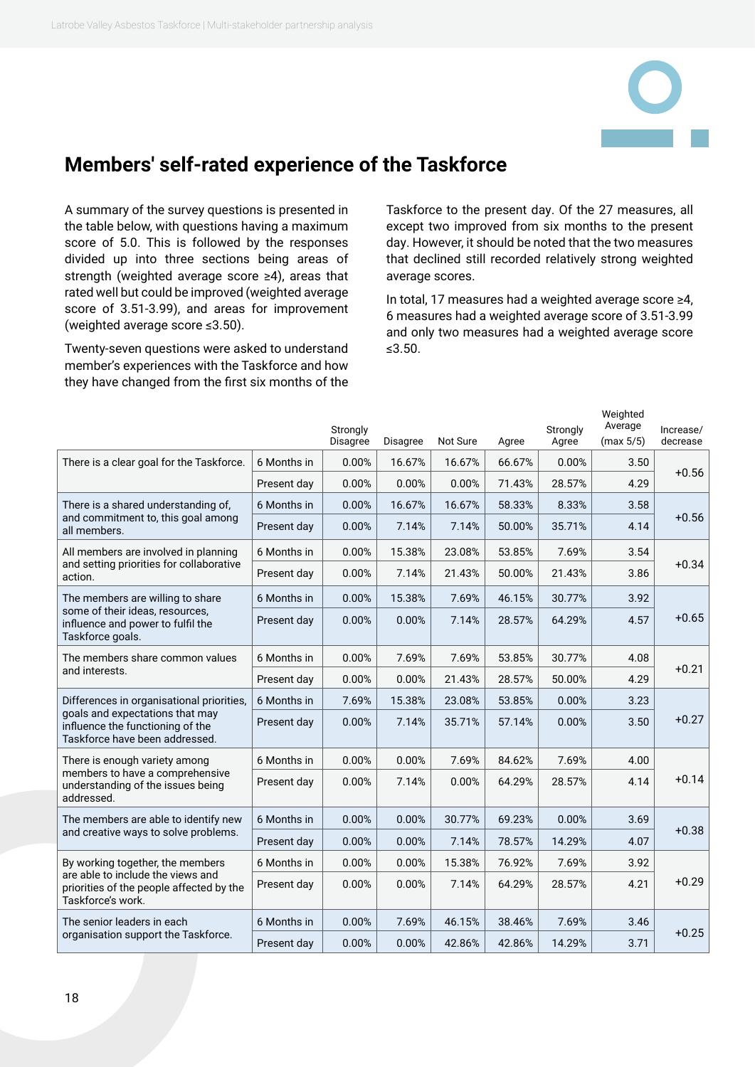## Members' self-rated experience of the Taskforce

A summary of the survey questions is presented in the table below, with questions having a maximum score of 5.0. This is followed by the responses divided up into three sections being areas of strength (weighted average score ≥4), areas that rated well but could be improved (weighted average score of 3.51-3.99), and areas for improvement (weighted average score ≤3.50).

Twenty-seven questions were asked to understand member's experiences with the Taskforce and how they have changed from the first six months of the Taskforce to the present day. Of the 27 measures, all except two improved from six months to the present day. However, it should be noted that the two measures that declined still recorded relatively strong weighted average scores.

In total, 17 measures had a weighted average score ≥4, 6 measures had a weighted average score of 3.51-3.99 and only two measures had a weighted average score ≤3.50.

| | | Strongly Disagree | Disagree | Not Sure | Agree | Strongly Agree | Weighted Average (max 5/5) | Increase/ decrease |
|---|---|---|---|---|---|---|---|---|
| There is a clear goal for the Taskforce. | 6 Months in | 0.00% | 16.67% | 16.67% | 66.67% | 0.00% | 3.50 | +0.56 |
| | Present day | 0.00% | 0.00% | 0.00% | 71.43% | 28.57% | 4.29 | |
| There is a shared understanding of, and commitment to, this goal among all members. | 6 Months in | 0.00% | 16.67% | 16.67% | 58.33% | 8.33% | 3.58 | +0.56 |
| | Present day | 0.00% | 7.14% | 7.14% | 50.00% | 35.71% | 4.14 | |
| All members are involved in planning and setting priorities for collaborative action. | 6 Months in | 0.00% | 15.38% | 23.08% | 53.85% | 7.69% | 3.54 | +0.34 |
| | Present day | 0.00% | 7.14% | 21.43% | 50.00% | 21.43% | 3.86 | |
| The members are willing to share some of their ideas, resources, influence and power to fulfil the Taskforce goals. | 6 Months in | 0.00% | 15.38% | 7.69% | 46.15% | 30.77% | 3.92 | +0.65 |
| | Present day | 0.00% | 0.00% | 7.14% | 28.57% | 64.29% | 4.57 | |
| The members share common values and interests. | 6 Months in | 0.00% | 7.69% | 7.69% | 53.85% | 30.77% | 4.08 | +0.21 |
| | Present day | 0.00% | 0.00% | 21.43% | 28.57% | 50.00% | 4.29 | |
| Differences in organisational priorities, goals and expectations that may influence the functioning of the Taskforce have been addressed. | 6 Months in | 7.69% | 15.38% | 23.08% | 53.85% | 0.00% | 3.23 | +0.27 |
| | Present day | 0.00% | 7.14% | 35.71% | 57.14% | 0.00% | 3.50 | |
| There is enough variety among members to have a comprehensive understanding of the issues being addressed. | 6 Months in | 0.00% | 0.00% | 7.69% | 84.62% | 7.69% | 4.00 | +0.14 |
| | Present day | 0.00% | 7.14% | 0.00% | 64.29% | 28.57% | 4.14 | |
| The members are able to identify new and creative ways to solve problems. | 6 Months in | 0.00% | 0.00% | 30.77% | 69.23% | 0.00% | 3.69 | +0.38 |
| | Present day | 0.00% | 0.00% | 7.14% | 78.57% | 14.29% | 4.07 | |
| By working together, the members are able to include the views and priorities of the people affected by the Taskforce's work. | 6 Months in | 0.00% | 0.00% | 15.38% | 76.92% | 7.69% | 3.92 | +0.29 |
| | Present day | 0.00% | 0.00% | 7.14% | 64.29% | 28.57% | 4.21 | |
| The senior leaders in each organisation support the Taskforce. | 6 Months in | 0.00% | 7.69% | 46.15% | 38.46% | 7.69% | 3.46 | +0.25 |
| | Present day | 0.00% | 0.00% | 42.86% | 42.86% | 14.29% | 3.71 | |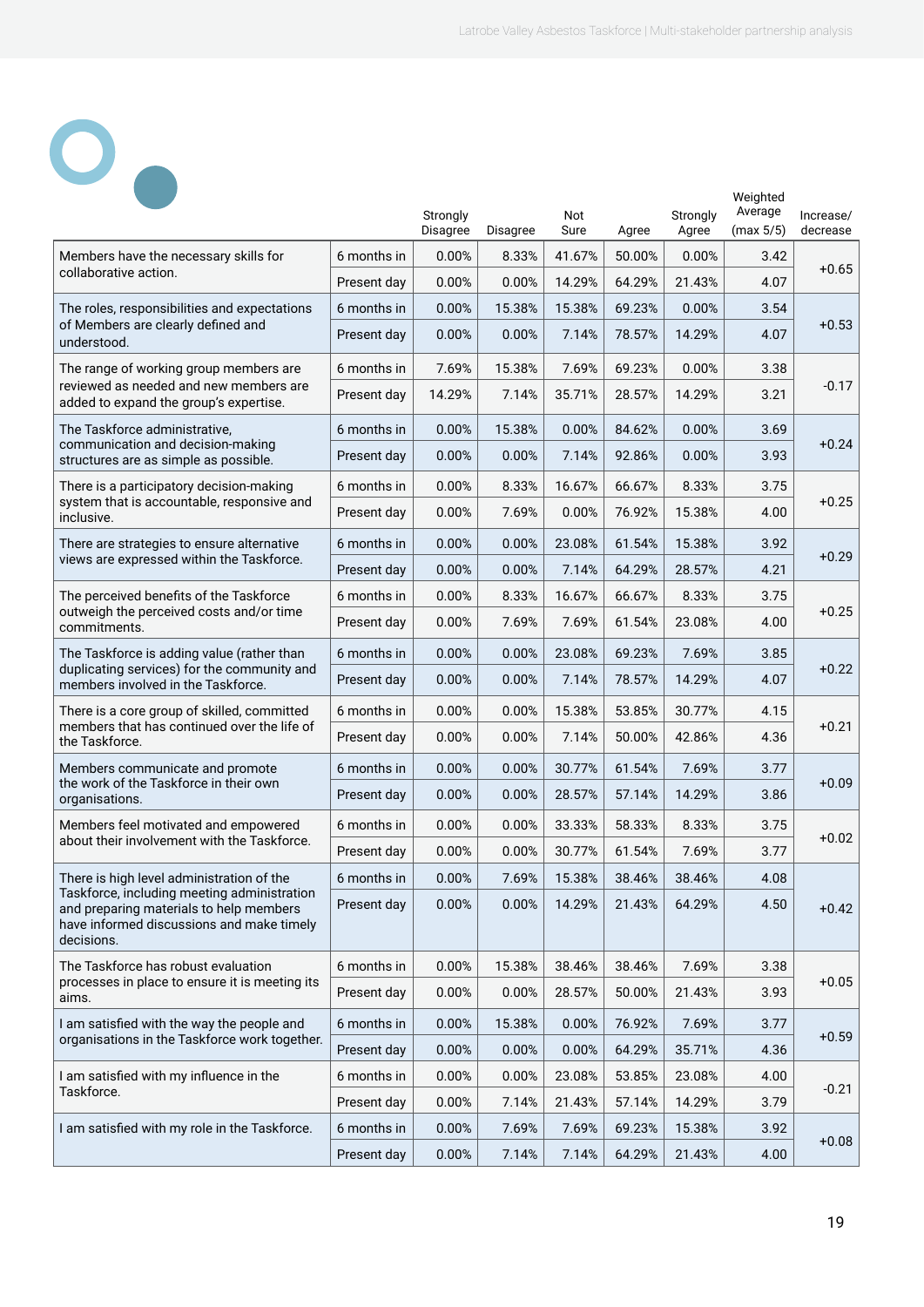| | | Strongly Disagree | Disagree | Not Sure | Agree | Strongly Agree | Weighted Average (max 5/5) | Increase/ decrease |
|---|---|---|---|---|---|---|---|---|
| Members have the necessary skills for collaborative action. | 6 months in | 0.00% | 8.33% | 41.67% | 50.00% | 0.00% | 3.42 | +0.65 |
| | Present day | 0.00% | 0.00% | 14.29% | 64.29% | 21.43% | 4.07 | |
| The roles, responsibilities and expectations of Members are clearly defined and understood. | 6 months in | 0.00% | 15.38% | 15.38% | 69.23% | 0.00% | 3.54 | +0.53 |
| | Present day | 0.00% | 0.00% | 7.14% | 78.57% | 14.29% | 4.07 | |
| The range of working group members are reviewed as needed and new members are added to expand the group's expertise. | 6 months in | 7.69% | 15.38% | 7.69% | 69.23% | 0.00% | 3.38 | -0.17 |
| | Present day | 14.29% | 7.14% | 35.71% | 28.57% | 14.29% | 3.21 | |
| The Taskforce administrative, communication and decision-making structures are as simple as possible. | 6 months in | 0.00% | 15.38% | 0.00% | 84.62% | 0.00% | 3.69 | +0.24 |
| | Present day | 0.00% | 0.00% | 7.14% | 92.86% | 0.00% | 3.93 | |
| There is a participatory decision-making system that is accountable, responsive and inclusive. | 6 months in | 0.00% | 8.33% | 16.67% | 66.67% | 8.33% | 3.75 | +0.25 |
| | Present day | 0.00% | 7.69% | 0.00% | 76.92% | 15.38% | 4.00 | |
| There are strategies to ensure alternative views are expressed within the Taskforce. | 6 months in | 0.00% | 0.00% | 23.08% | 61.54% | 15.38% | 3.92 | +0.29 |
| | Present day | 0.00% | 0.00% | 7.14% | 64.29% | 28.57% | 4.21 | |
| The perceived benefits of the Taskforce outweigh the perceived costs and/or time commitments. | 6 months in | 0.00% | 8.33% | 16.67% | 66.67% | 8.33% | 3.75 | +0.25 |
| | Present day | 0.00% | 7.69% | 7.69% | 61.54% | 23.08% | 4.00 | |
| The Taskforce is adding value (rather than duplicating services) for the community and members involved in the Taskforce. | 6 months in | 0.00% | 0.00% | 23.08% | 69.23% | 7.69% | 3.85 | +0.22 |
| | Present day | 0.00% | 0.00% | 7.14% | 78.57% | 14.29% | 4.07 | |
| There is a core group of skilled, committed members that has continued over the life of the Taskforce. | 6 months in | 0.00% | 0.00% | 15.38% | 53.85% | 30.77% | 4.15 | +0.21 |
| | Present day | 0.00% | 0.00% | 7.14% | 50.00% | 42.86% | 4.36 | |
| Members communicate and promote the work of the Taskforce in their own organisations. | 6 months in | 0.00% | 0.00% | 30.77% | 61.54% | 7.69% | 3.77 | +0.09 |
| | Present day | 0.00% | 0.00% | 28.57% | 57.14% | 14.29% | 3.86 | |
| Members feel motivated and empowered about their involvement with the Taskforce. | 6 months in | 0.00% | 0.00% | 33.33% | 58.33% | 8.33% | 3.75 | +0.02 |
| | Present day | 0.00% | 0.00% | 30.77% | 61.54% | 7.69% | 3.77 | |
| There is high level administration of the Taskforce, including meeting administration and preparing materials to help members have informed discussions and make timely decisions. | 6 months in | 0.00% | 7.69% | 15.38% | 38.46% | 38.46% | 4.08 | +0.42 |
| | Present day | 0.00% | 0.00% | 14.29% | 21.43% | 64.29% | 4.50 | |
| The Taskforce has robust evaluation processes in place to ensure it is meeting its aims. | 6 months in | 0.00% | 15.38% | 38.46% | 38.46% | 7.69% | 3.38 | +0.05 |
| | Present day | 0.00% | 0.00% | 28.57% | 50.00% | 21.43% | 3.93 | |
| I am satisfied with the way the people and organisations in the Taskforce work together. | 6 months in | 0.00% | 15.38% | 0.00% | 76.92% | 7.69% | 3.77 | +0.59 |
| | Present day | 0.00% | 0.00% | 0.00% | 64.29% | 35.71% | 4.36 | |
| I am satisfied with my influence in the Taskforce. | 6 months in | 0.00% | 0.00% | 23.08% | 53.85% | 23.08% | 4.00 | -0.21 |
| | Present day | 0.00% | 7.14% | 21.43% | 57.14% | 14.29% | 3.79 | |
| I am satisfied with my role in the Taskforce. | 6 months in | 0.00% | 7.69% | 7.69% | 69.23% | 15.38% | 3.92 | +0.08 |
| | Present day | 0.00% | 7.14% | 7.14% | 64.29% | 21.43% | 4.00 | |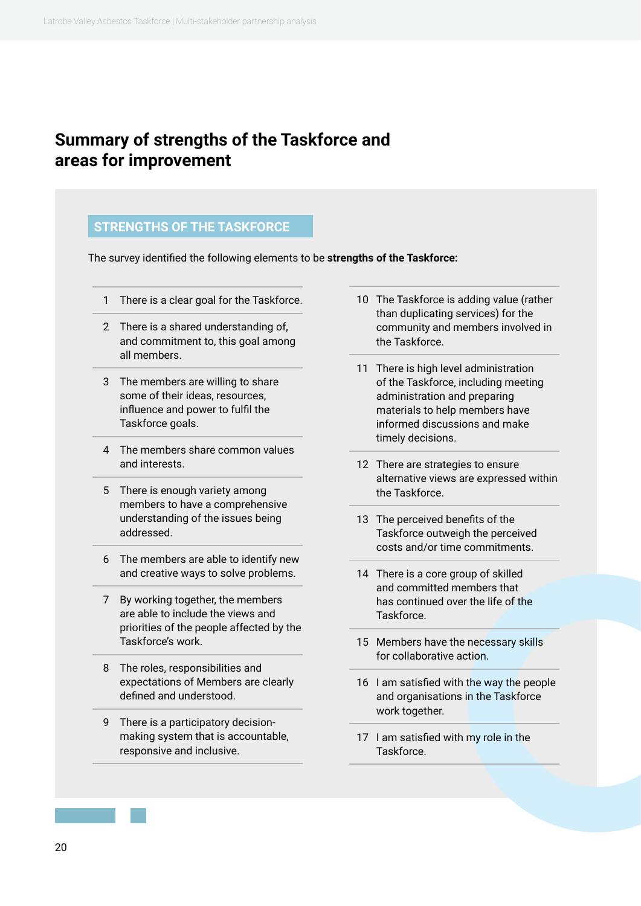## Summary of strengths of the Taskforce and areas for improvement

### STRENGTHS OF THE TASKFORCE

The survey identified the following elements to be **strengths of the Taskforce:**

1. There is a clear goal for the Taskforce.
2. There is a shared understanding of, and commitment to, this goal among all members.
3. The members are willing to share some of their ideas, resources, influence and power to fulfil the Taskforce goals.
4. The members share common values and interests.
5. There is enough variety among members to have a comprehensive understanding of the issues being addressed.
6. The members are able to identify new and creative ways to solve problems.
7. By working together, the members are able to include the views and priorities of the people affected by the Taskforce's work.
8. The roles, responsibilities and expectations of Members are clearly defined and understood.
9. There is a participatory decision-making system that is accountable, responsive and inclusive.
10. The Taskforce is adding value (rather than duplicating services) for the community and members involved in the Taskforce.
11. There is high level administration of the Taskforce, including meeting administration and preparing materials to help members have informed discussions and make timely decisions.
12. There are strategies to ensure alternative views are expressed within the Taskforce.
13. The perceived benefits of the Taskforce outweigh the perceived costs and/or time commitments.
14. There is a core group of skilled and committed members that has continued over the life of the Taskforce.
15. Members have the necessary skills for collaborative action.
16. I am satisfied with the way the people and organisations in the Taskforce work together.
17. I am satisfied with my role in the Taskforce.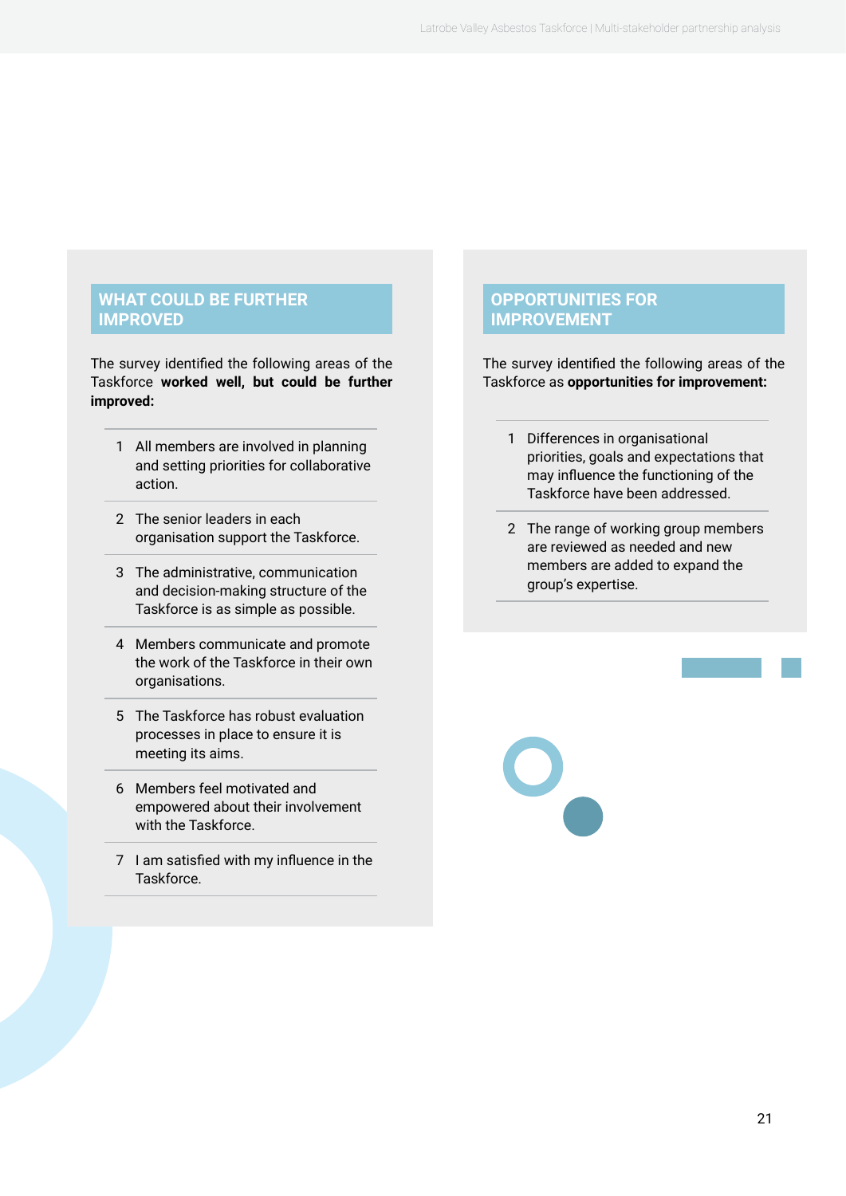## WHAT COULD BE FURTHER IMPROVED

The survey identified the following areas of the Taskforce **worked well, but could be further improved:**

1. All members are involved in planning and setting priorities for collaborative action.
2. The senior leaders in each organisation support the Taskforce.
3. The administrative, communication and decision-making structure of the Taskforce is as simple as possible.
4. Members communicate and promote the work of the Taskforce in their own organisations.
5. The Taskforce has robust evaluation processes in place to ensure it is meeting its aims.
6. Members feel motivated and empowered about their involvement with the Taskforce.
7. I am satisfied with my influence in the Taskforce.

## OPPORTUNITIES FOR IMPROVEMENT

The survey identified the following areas of the Taskforce as **opportunities for improvement:**

1. Differences in organisational priorities, goals and expectations that may influence the functioning of the Taskforce have been addressed.
2. The range of working group members are reviewed as needed and new members are added to expand the group's expertise.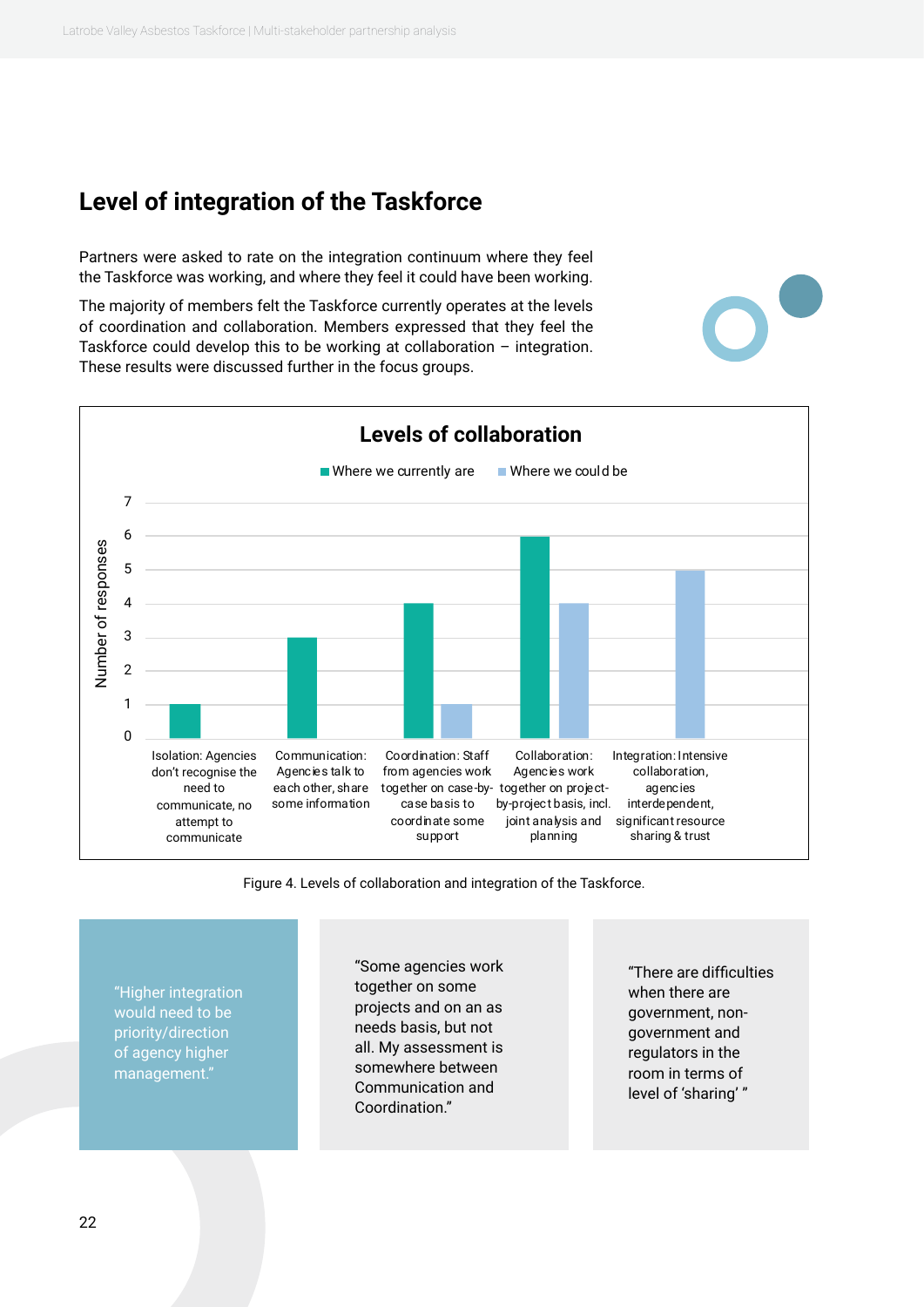## Level of integration of the Taskforce

Partners were asked to rate on the integration continuum where they feel the Taskforce was working, and where they feel it could have been working.

The majority of members felt the Taskforce currently operates at the levels of coordination and collaboration. Members expressed that they feel the Taskforce could develop this to be working at collaboration – integration. These results were discussed further in the focus groups.

**Levels of collaboration**

| Level | Where we currently are | Where we could be |
|---|---|---|
| Isolation: Agencies don't recognise the need to communicate, no attempt to communicate | 1 | 0 |
| Communication: Agencies talk to each other, share some information | 3 | 0 |
| Coordination: Staff from agencies work together on case-by-case basis to coordinate some support | 4 | 1 |
| Collaboration: Agencies work together on project-by-project basis, incl. joint analysis and planning | 6 | 4 |
| Integration: Intensive collaboration, agencies interdependent, significant resource sharing & trust | 0 | 5 |

Figure 4. Levels of collaboration and integration of the Taskforce.

"Higher integration would need to be priority/direction of agency higher management."

"Some agencies work together on some projects and on an as needs basis, but not all. My assessment is somewhere between Communication and Coordination."

"There are difficulties when there are government, non-government and regulators in the room in terms of level of 'sharing' "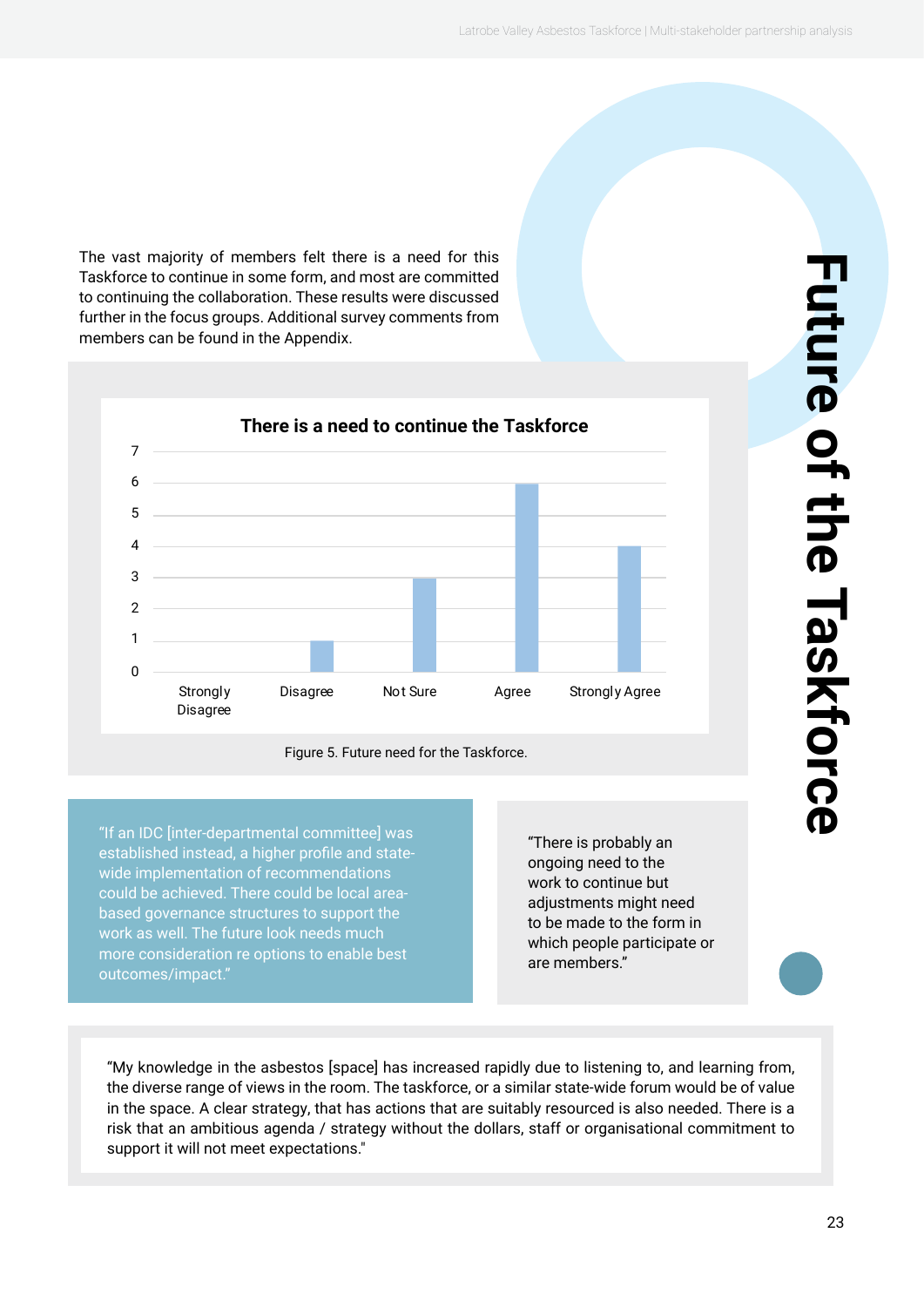# Future of the Taskforce

The vast majority of members felt there is a need for this Taskforce to continue in some form, and most are committed to continuing the collaboration. These results were discussed further in the focus groups. Additional survey comments from members can be found in the Appendix.

**There is a need to continue the Taskforce**

| Response | Count |
|---|---|
| Strongly Disagree | 0 |
| Disagree | 1 |
| Not Sure | 3 |
| Agree | 6 |
| Strongly Agree | 4 |

Figure 5. Future need for the Taskforce.

"If an IDC [inter-departmental committee] was established instead, a higher profile and state-wide implementation of recommendations could be achieved. There could be local area-based governance structures to support the work as well. The future look needs much more consideration re options to enable best outcomes/impact."

"There is probably an ongoing need to the work to continue but adjustments might need to be made to the form in which people participate or are members."

"My knowledge in the asbestos [space] has increased rapidly due to listening to, and learning from, the diverse range of views in the room. The taskforce, or a similar state-wide forum would be of value in the space. A clear strategy, that has actions that are suitably resourced is also needed. There is a risk that an ambitious agenda / strategy without the dollars, staff or organisational commitment to support it will not meet expectations."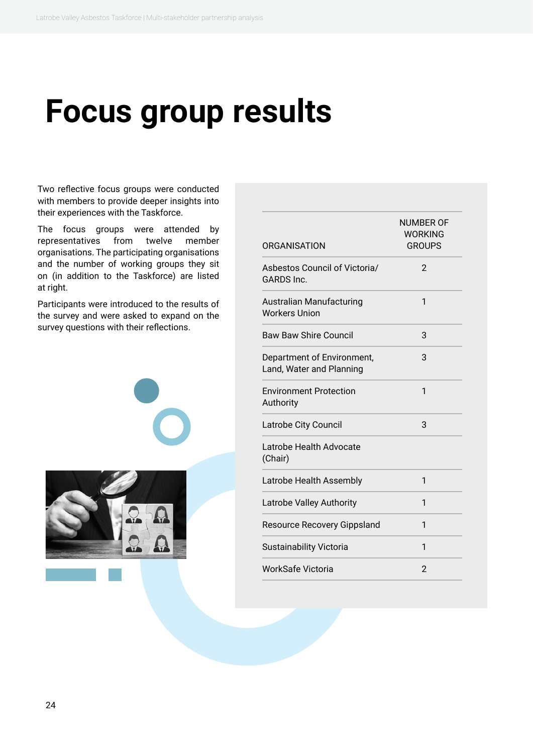# Focus group results

Two reflective focus groups were conducted with members to provide deeper insights into their experiences with the Taskforce.

The focus groups were attended by representatives from twelve member organisations. The participating organisations and the number of working groups they sit on (in addition to the Taskforce) are listed at right.

Participants were introduced to the results of the survey and were asked to expand on the survey questions with their reflections.

| ORGANISATION | NUMBER OF WORKING GROUPS |
|---|---|
| Asbestos Council of Victoria/ GARDS Inc. | 2 |
| Australian Manufacturing Workers Union | 1 |
| Baw Baw Shire Council | 3 |
| Department of Environment, Land, Water and Planning | 3 |
| Environment Protection Authority | 1 |
| Latrobe City Council | 3 |
| Latrobe Health Advocate (Chair) | |
| Latrobe Health Assembly | 1 |
| Latrobe Valley Authority | 1 |
| Resource Recovery Gippsland | 1 |
| Sustainability Victoria | 1 |
| WorkSafe Victoria | 2 |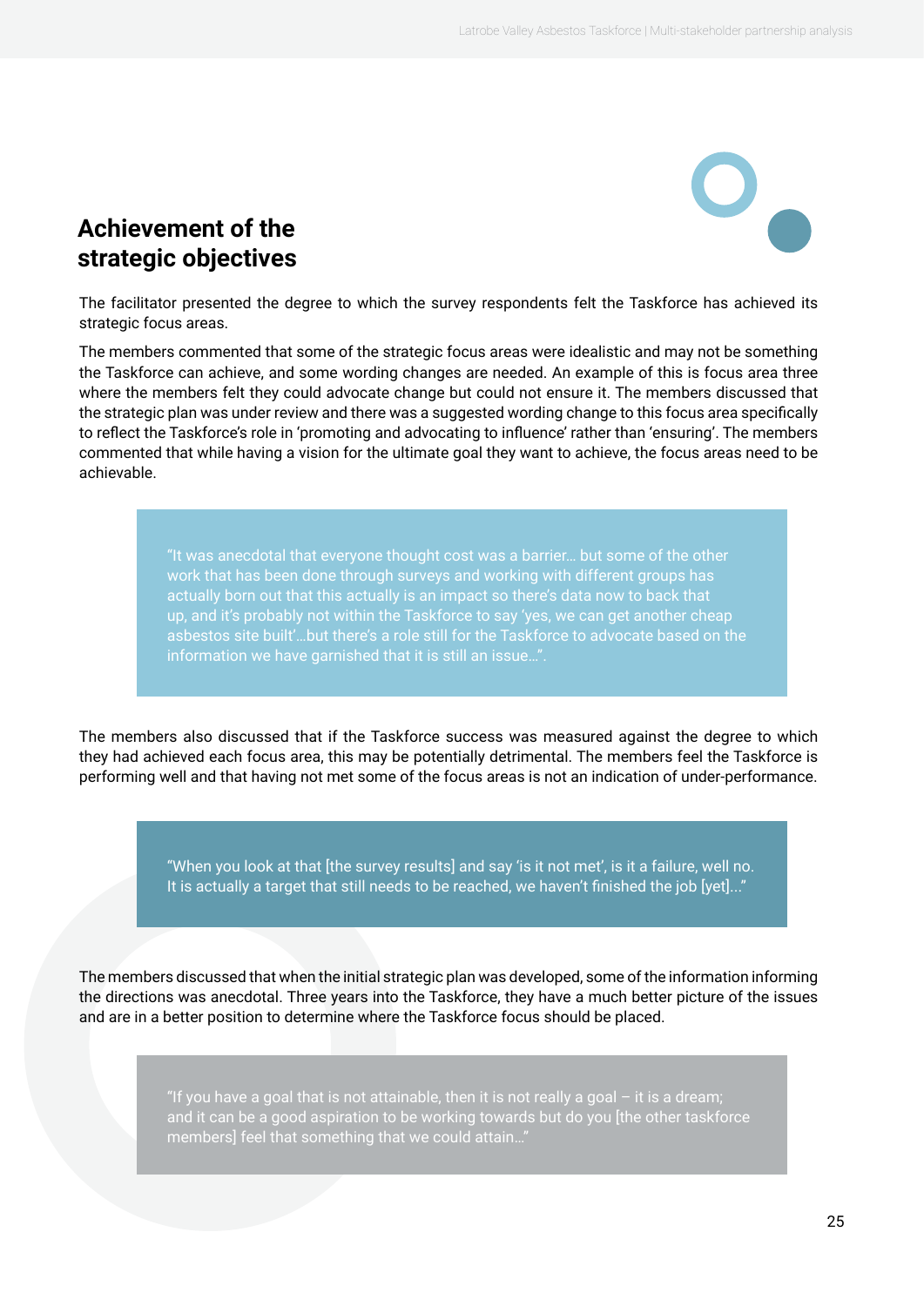## Achievement of the strategic objectives

The facilitator presented the degree to which the survey respondents felt the Taskforce has achieved its strategic focus areas.

The members commented that some of the strategic focus areas were idealistic and may not be something the Taskforce can achieve, and some wording changes are needed. An example of this is focus area three where the members felt they could advocate change but could not ensure it. The members discussed that the strategic plan was under review and there was a suggested wording change to this focus area specifically to reflect the Taskforce's role in 'promoting and advocating to influence' rather than 'ensuring'. The members commented that while having a vision for the ultimate goal they want to achieve, the focus areas need to be achievable.

> "It was anecdotal that everyone thought cost was a barrier… but some of the other work that has been done through surveys and working with different groups has actually born out that this actually is an impact so there's data now to back that up, and it's probably not within the Taskforce to say 'yes, we can get another cheap asbestos site built'…but there's a role still for the Taskforce to advocate based on the information we have garnished that it is still an issue…".

The members also discussed that if the Taskforce success was measured against the degree to which they had achieved each focus area, this may be potentially detrimental. The members feel the Taskforce is performing well and that having not met some of the focus areas is not an indication of under-performance.

> "When you look at that [the survey results] and say 'is it not met', is it a failure, well no. It is actually a target that still needs to be reached, we haven't finished the job [yet]..."

The members discussed that when the initial strategic plan was developed, some of the information informing the directions was anecdotal. Three years into the Taskforce, they have a much better picture of the issues and are in a better position to determine where the Taskforce focus should be placed.

> "If you have a goal that is not attainable, then it is not really a goal – it is a dream; and it can be a good aspiration to be working towards but do you [the other taskforce members] feel that something that we could attain…"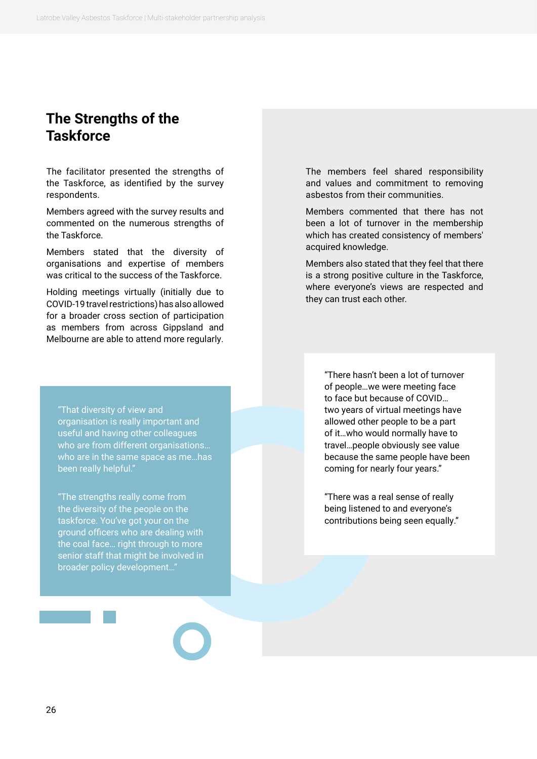## The Strengths of the Taskforce

The facilitator presented the strengths of the Taskforce, as identified by the survey respondents.

Members agreed with the survey results and commented on the numerous strengths of the Taskforce.

Members stated that the diversity of organisations and expertise of members was critical to the success of the Taskforce.

Holding meetings virtually (initially due to COVID-19 travel restrictions) has also allowed for a broader cross section of participation as members from across Gippsland and Melbourne are able to attend more regularly.

The members feel shared responsibility and values and commitment to removing asbestos from their communities.

Members commented that there has not been a lot of turnover in the membership which has created consistency of members' acquired knowledge.

Members also stated that they feel that there is a strong positive culture in the Taskforce, where everyone's views are respected and they can trust each other.

"That diversity of view and organisation is really important and useful and having other colleagues who are from different organisations… who are in the same space as me…has been really helpful."

"The strengths really come from the diversity of the people on the taskforce. You've got your on the ground officers who are dealing with the coal face… right through to more senior staff that might be involved in broader policy development…"

"There hasn't been a lot of turnover of people…we were meeting face to face but because of COVID… two years of virtual meetings have allowed other people to be a part of it…who would normally have to travel…people obviously see value because the same people have been coming for nearly four years."

"There was a real sense of really being listened to and everyone's contributions being seen equally."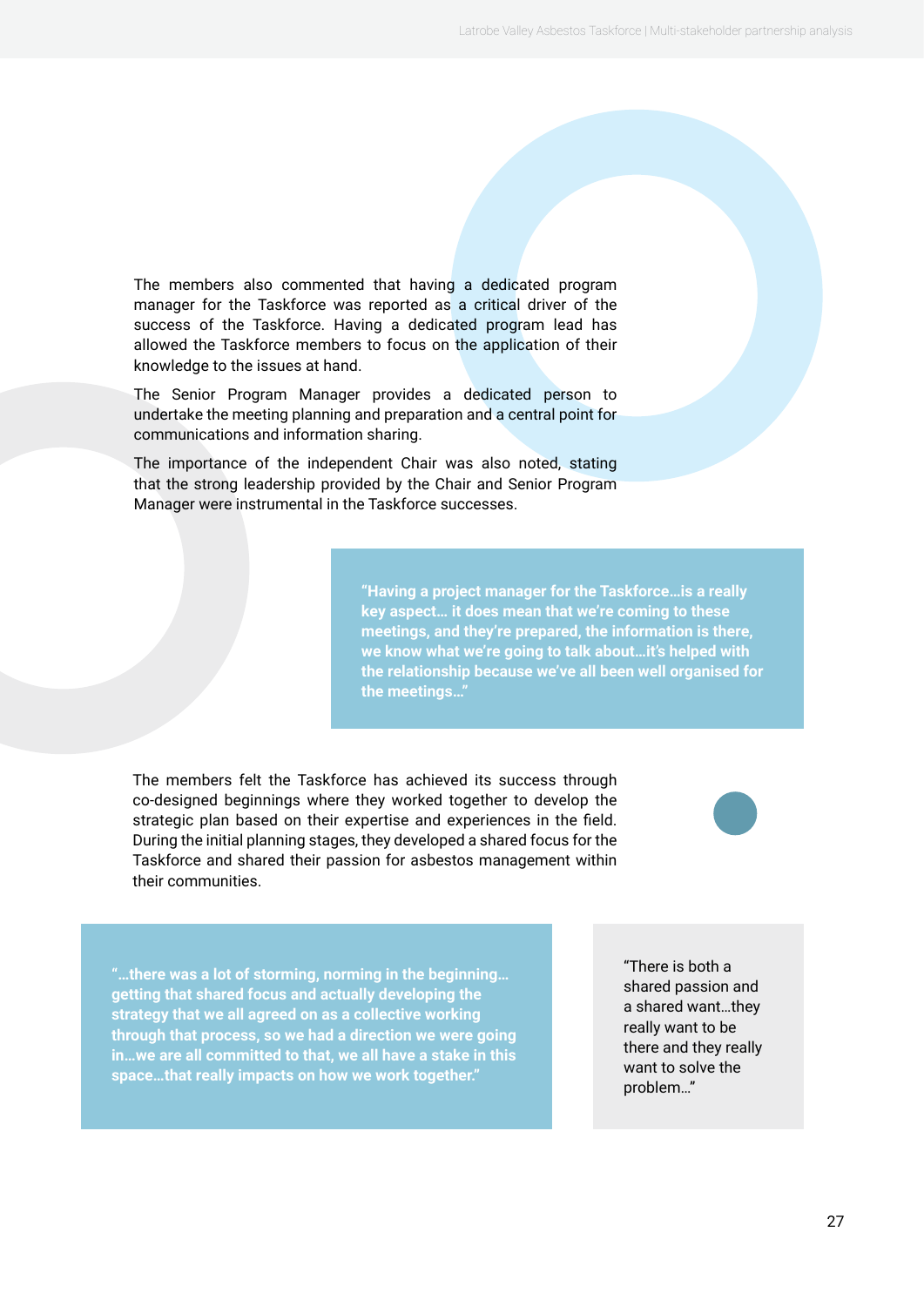The members also commented that having a dedicated program manager for the Taskforce was reported as a critical driver of the success of the Taskforce. Having a dedicated program lead has allowed the Taskforce members to focus on the application of their knowledge to the issues at hand.

The Senior Program Manager provides a dedicated person to undertake the meeting planning and preparation and a central point for communications and information sharing.

The importance of the independent Chair was also noted, stating that the strong leadership provided by the Chair and Senior Program Manager were instrumental in the Taskforce successes.

> **"Having a project manager for the Taskforce…is a really key aspect… it does mean that we're coming to these meetings, and they're prepared, the information is there, we know what we're going to talk about…it's helped with the relationship because we've all been well organised for the meetings…"**

The members felt the Taskforce has achieved its success through co-designed beginnings where they worked together to develop the strategic plan based on their expertise and experiences in the field. During the initial planning stages, they developed a shared focus for the Taskforce and shared their passion for asbestos management within their communities.

> **"…there was a lot of storming, norming in the beginning… getting that shared focus and actually developing the strategy that we all agreed on as a collective working through that process, so we had a direction we were going in…we are all committed to that, we all have a stake in this space…that really impacts on how we work together."**

> "There is both a shared passion and a shared want…they really want to be there and they really want to solve the problem…"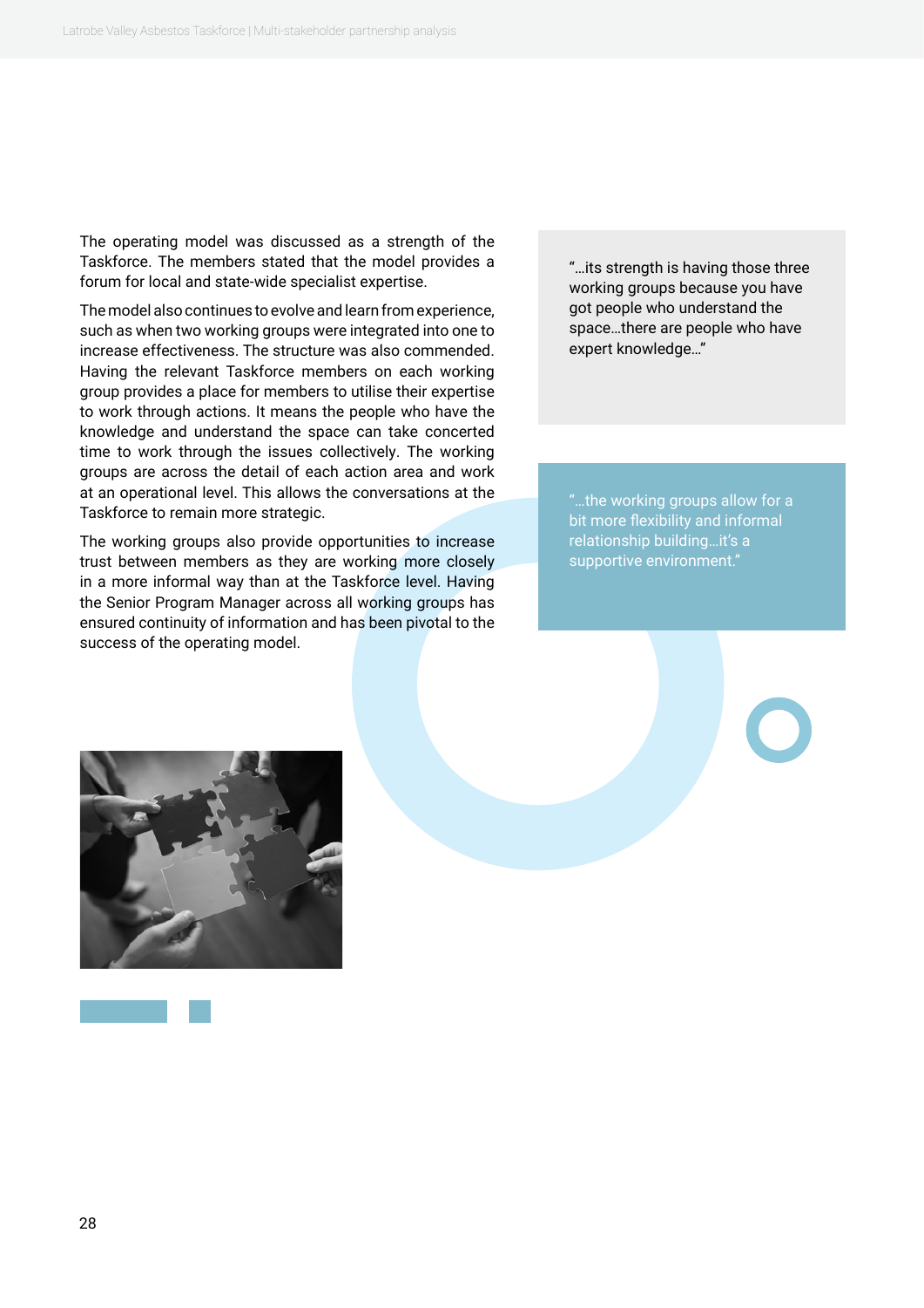The operating model was discussed as a strength of the Taskforce. The members stated that the model provides a forum for local and state-wide specialist expertise.

The model also continues to evolve and learn from experience, such as when two working groups were integrated into one to increase effectiveness. The structure was also commended. Having the relevant Taskforce members on each working group provides a place for members to utilise their expertise to work through actions. It means the people who have the knowledge and understand the space can take concerted time to work through the issues collectively. The working groups are across the detail of each action area and work at an operational level. This allows the conversations at the Taskforce to remain more strategic.

The working groups also provide opportunities to increase trust between members as they are working more closely in a more informal way than at the Taskforce level. Having the Senior Program Manager across all working groups has ensured continuity of information and has been pivotal to the success of the operating model.

> "…its strength is having those three working groups because you have got people who understand the space…there are people who have expert knowledge…"

> "…the working groups allow for a bit more flexibility and informal relationship building…it's a supportive environment."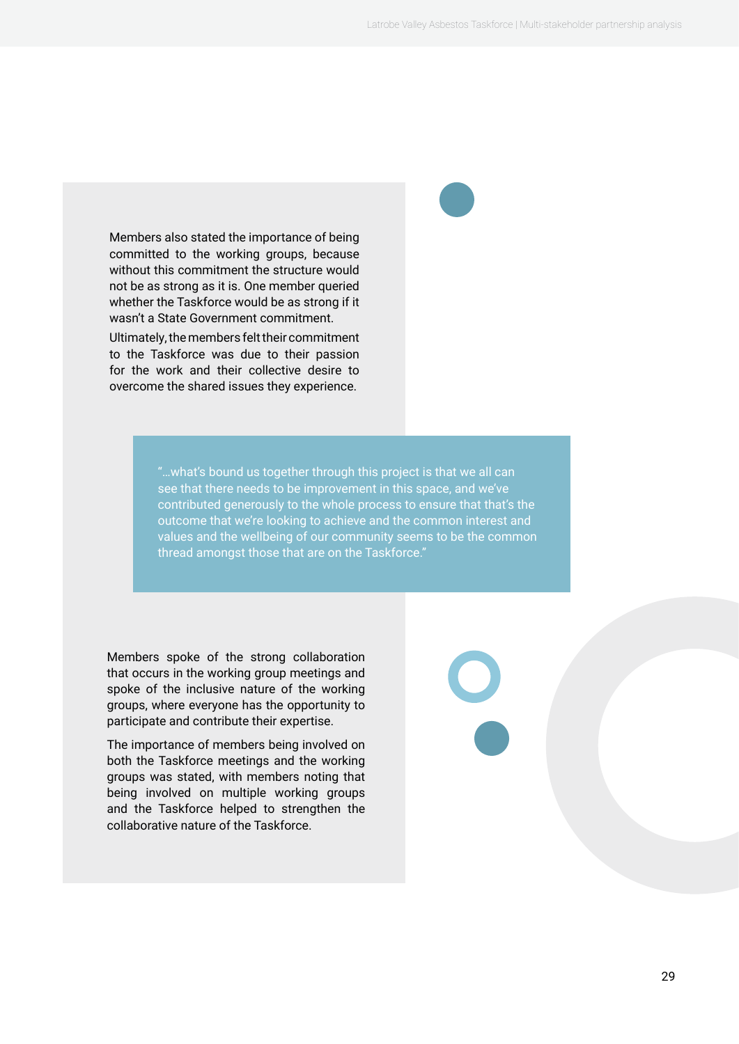Members also stated the importance of being committed to the working groups, because without this commitment the structure would not be as strong as it is. One member queried whether the Taskforce would be as strong if it wasn't a State Government commitment.

Ultimately, the members felt their commitment to the Taskforce was due to their passion for the work and their collective desire to overcome the shared issues they experience.

> "…what's bound us together through this project is that we all can see that there needs to be improvement in this space, and we've contributed generously to the whole process to ensure that that's the outcome that we're looking to achieve and the common interest and values and the wellbeing of our community seems to be the common thread amongst those that are on the Taskforce."

Members spoke of the strong collaboration that occurs in the working group meetings and spoke of the inclusive nature of the working groups, where everyone has the opportunity to participate and contribute their expertise.

The importance of members being involved on both the Taskforce meetings and the working groups was stated, with members noting that being involved on multiple working groups and the Taskforce helped to strengthen the collaborative nature of the Taskforce.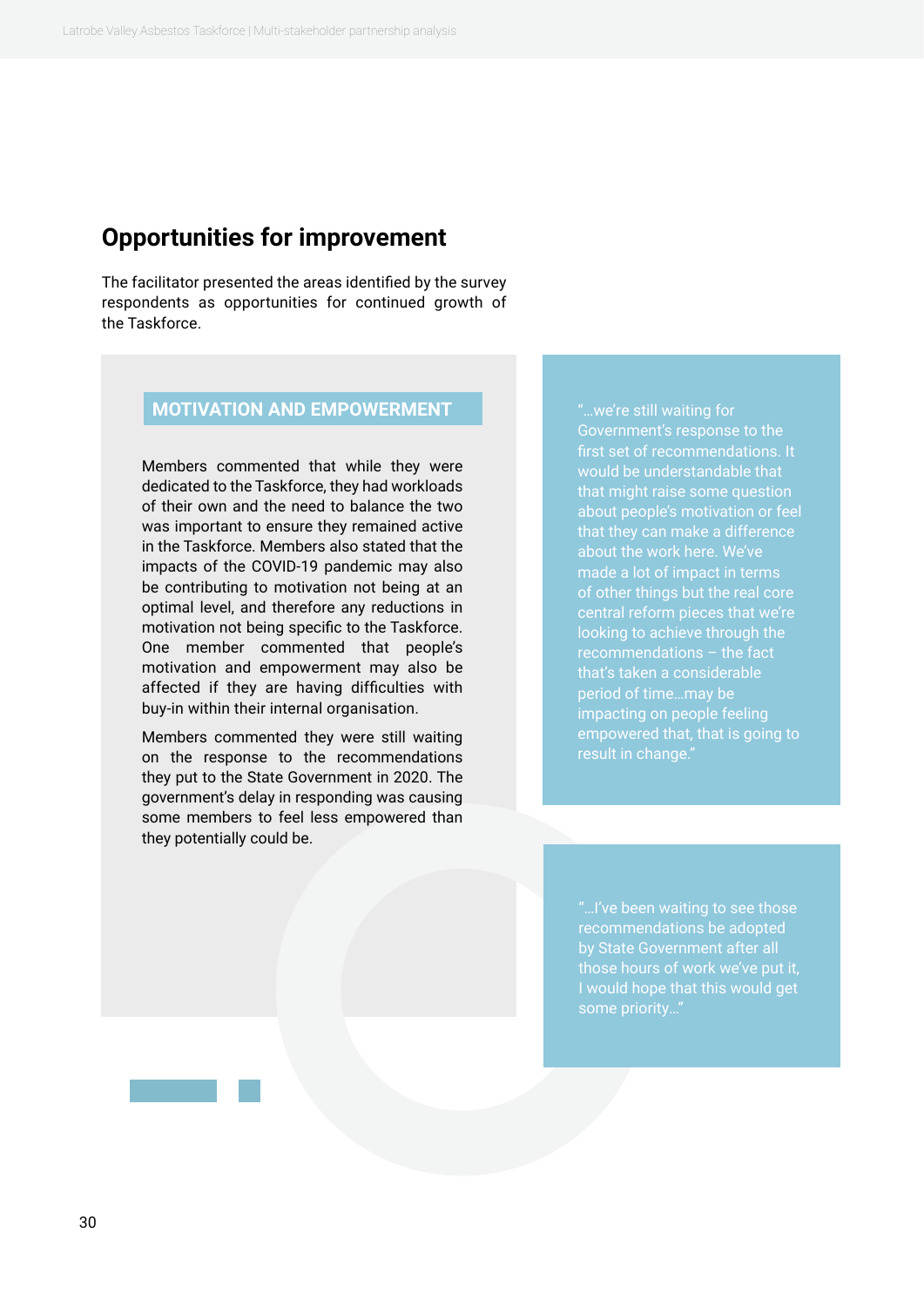## Opportunities for improvement

The facilitator presented the areas identified by the survey respondents as opportunities for continued growth of the Taskforce.

### MOTIVATION AND EMPOWERMENT

Members commented that while they were dedicated to the Taskforce, they had workloads of their own and the need to balance the two was important to ensure they remained active in the Taskforce. Members also stated that the impacts of the COVID-19 pandemic may also be contributing to motivation not being at an optimal level, and therefore any reductions in motivation not being specific to the Taskforce. One member commented that people's motivation and empowerment may also be affected if they are having difficulties with buy-in within their internal organisation.

Members commented they were still waiting on the response to the recommendations they put to the State Government in 2020. The government's delay in responding was causing some members to feel less empowered than they potentially could be.

> "…we're still waiting for Government's response to the first set of recommendations. It would be understandable that that might raise some question about people's motivation or feel that they can make a difference about the work here. We've made a lot of impact in terms of other things but the real core central reform pieces that we're looking to achieve through the recommendations – the fact that's taken a considerable period of time…may be impacting on people feeling empowered that, that is going to result in change."

> "…I've been waiting to see those recommendations be adopted by State Government after all those hours of work we've put it, I would hope that this would get some priority…"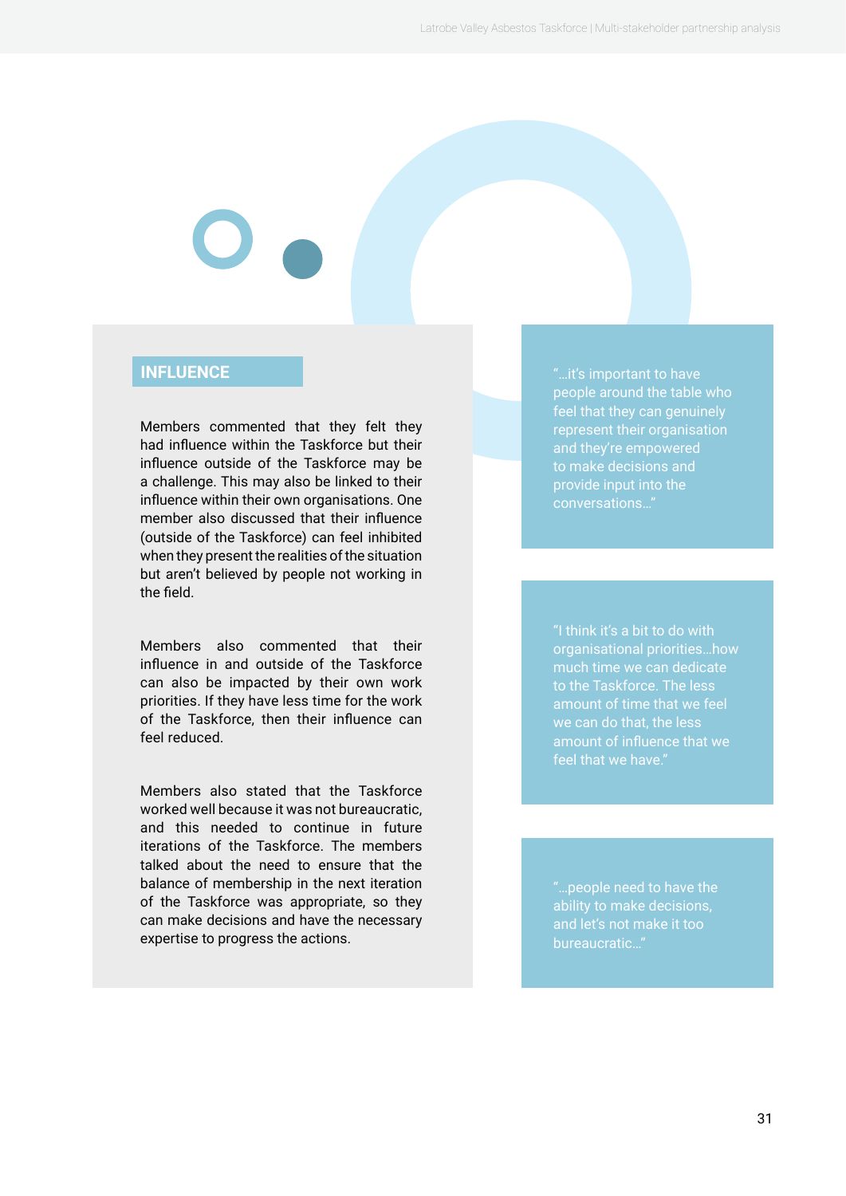## INFLUENCE

Members commented that they felt they had influence within the Taskforce but their influence outside of the Taskforce may be a challenge. This may also be linked to their influence within their own organisations. One member also discussed that their influence (outside of the Taskforce) can feel inhibited when they present the realities of the situation but aren't believed by people not working in the field.

Members also commented that their influence in and outside of the Taskforce can also be impacted by their own work priorities. If they have less time for the work of the Taskforce, then their influence can feel reduced.

Members also stated that the Taskforce worked well because it was not bureaucratic, and this needed to continue in future iterations of the Taskforce. The members talked about the need to ensure that the balance of membership in the next iteration of the Taskforce was appropriate, so they can make decisions and have the necessary expertise to progress the actions.

> "…it's important to have people around the table who feel that they can genuinely represent their organisation and they're empowered to make decisions and provide input into the conversations…"

> "I think it's a bit to do with organisational priorities…how much time we can dedicate to the Taskforce. The less amount of time that we feel we can do that, the less amount of influence that we feel that we have."

> "…people need to have the ability to make decisions, and let's not make it too bureaucratic…"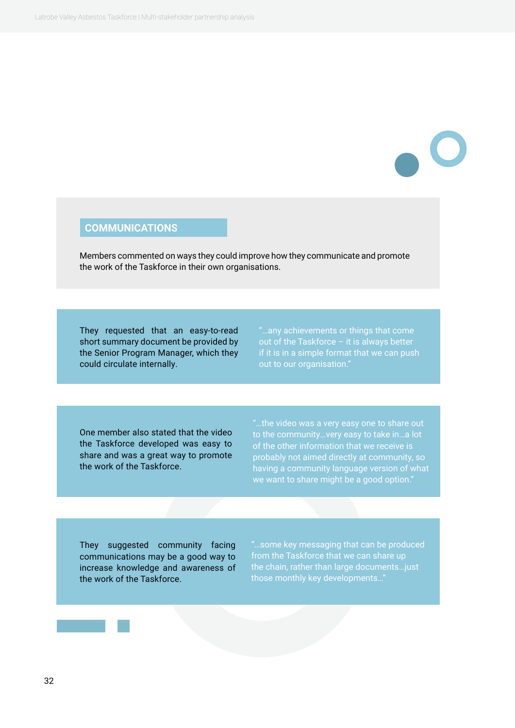## COMMUNICATIONS

Members commented on ways they could improve how they communicate and promote the work of the Taskforce in their own organisations.

They requested that an easy-to-read short summary document be provided by the Senior Program Manager, which they could circulate internally.

"...any achievements or things that come out of the Taskforce – it is always better if it is in a simple format that we can push out to our organisation."

One member also stated that the video the Taskforce developed was easy to share and was a great way to promote the work of the Taskforce.

"...the video was a very easy one to share out to the community...very easy to take in...a lot of the other information that we receive is probably not aimed directly at community, so having a community language version of what we want to share might be a good option."

They suggested community facing communications may be a good way to increase knowledge and awareness of the work of the Taskforce.

"...some key messaging that can be produced from the Taskforce that we can share up the chain, rather than large documents...just those monthly key developments..."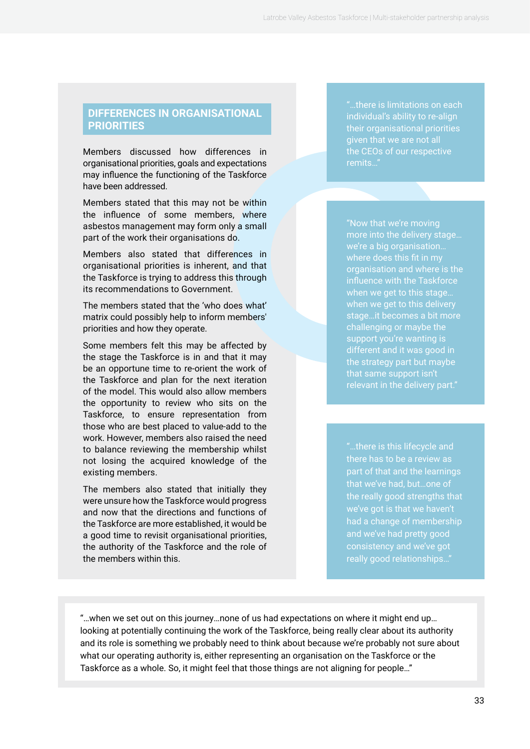## DIFFERENCES IN ORGANISATIONAL PRIORITIES

Members discussed how differences in organisational priorities, goals and expectations may influence the functioning of the Taskforce have been addressed.

Members stated that this may not be within the influence of some members, where asbestos management may form only a small part of the work their organisations do.

Members also stated that differences in organisational priorities is inherent, and that the Taskforce is trying to address this through its recommendations to Government.

The members stated that the 'who does what' matrix could possibly help to inform members' priorities and how they operate.

Some members felt this may be affected by the stage the Taskforce is in and that it may be an opportune time to re-orient the work of the Taskforce and plan for the next iteration of the model. This would also allow members the opportunity to review who sits on the Taskforce, to ensure representation from those who are best placed to value-add to the work. However, members also raised the need to balance reviewing the membership whilst not losing the acquired knowledge of the existing members.

The members also stated that initially they were unsure how the Taskforce would progress and now that the directions and functions of the Taskforce are more established, it would be a good time to revisit organisational priorities, the authority of the Taskforce and the role of the members within this.

"…there is limitations on each individual's ability to re-align their organisational priorities given that we are not all the CEOs of our respective remits…"

"Now that we're moving more into the delivery stage… we're a big organisation… where does this fit in my organisation and where is the influence with the Taskforce when we get to this stage… when we get to this delivery stage…it becomes a bit more challenging or maybe the support you're wanting is different and it was good in the strategy part but maybe that same support isn't relevant in the delivery part."

"…there is this lifecycle and there has to be a review as part of that and the learnings that we've had, but…one of the really good strengths that we've got is that we haven't had a change of membership and we've had pretty good consistency and we've got really good relationships…"

"…when we set out on this journey…none of us had expectations on where it might end up… looking at potentially continuing the work of the Taskforce, being really clear about its authority and its role is something we probably need to think about because we're probably not sure about what our operating authority is, either representing an organisation on the Taskforce or the Taskforce as a whole. So, it might feel that those things are not aligning for people…"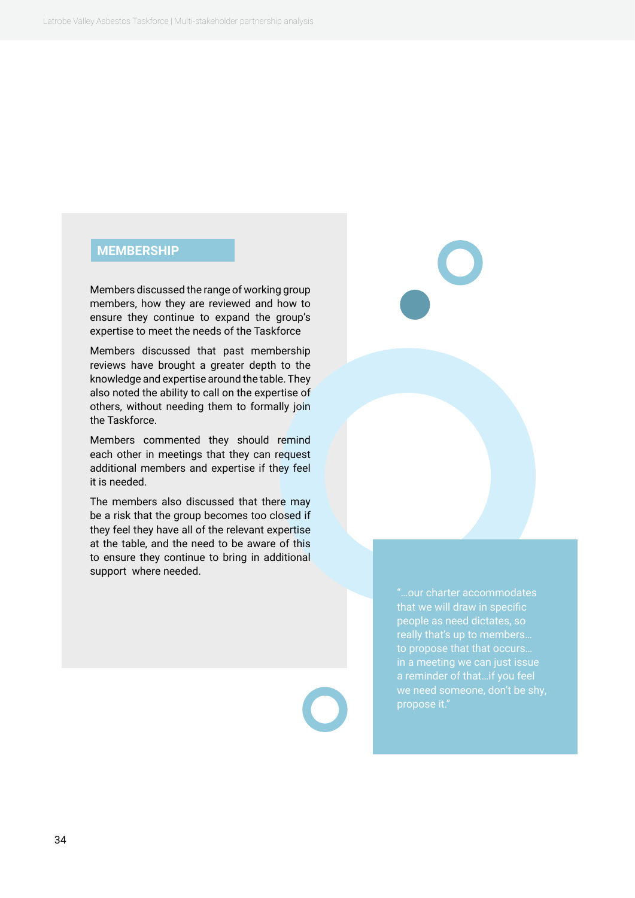## MEMBERSHIP

Members discussed the range of working group members, how they are reviewed and how to ensure they continue to expand the group's expertise to meet the needs of the Taskforce

Members discussed that past membership reviews have brought a greater depth to the knowledge and expertise around the table. They also noted the ability to call on the expertise of others, without needing them to formally join the Taskforce.

Members commented they should remind each other in meetings that they can request additional members and expertise if they feel it is needed.

The members also discussed that there may be a risk that the group becomes too closed if they feel they have all of the relevant expertise at the table, and the need to be aware of this to ensure they continue to bring in additional support where needed.

> "…our charter accommodates that we will draw in specific people as need dictates, so really that's up to members… to propose that that occurs… in a meeting we can just issue a reminder of that…if you feel we need someone, don't be shy, propose it."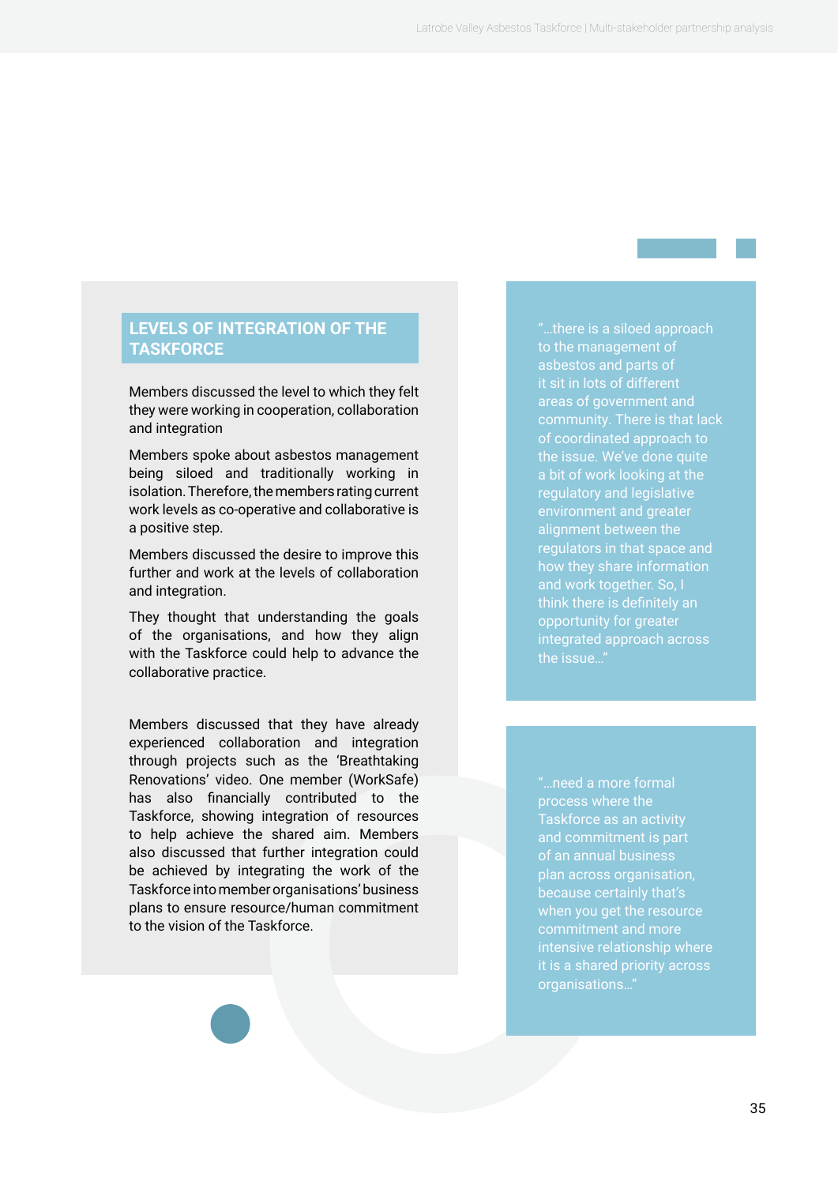## LEVELS OF INTEGRATION OF THE TASKFORCE

Members discussed the level to which they felt they were working in cooperation, collaboration and integration

Members spoke about asbestos management being siloed and traditionally working in isolation. Therefore, the members rating current work levels as co-operative and collaborative is a positive step.

Members discussed the desire to improve this further and work at the levels of collaboration and integration.

They thought that understanding the goals of the organisations, and how they align with the Taskforce could help to advance the collaborative practice.

Members discussed that they have already experienced collaboration and integration through projects such as the 'Breathtaking Renovations' video. One member (WorkSafe) has also financially contributed to the Taskforce, showing integration of resources to help achieve the shared aim. Members also discussed that further integration could be achieved by integrating the work of the Taskforce into member organisations' business plans to ensure resource/human commitment to the vision of the Taskforce.

"…there is a siloed approach to the management of asbestos and parts of it sit in lots of different areas of government and community. There is that lack of coordinated approach to the issue. We've done quite a bit of work looking at the regulatory and legislative environment and greater alignment between the regulators in that space and how they share information and work together. So, I think there is definitely an opportunity for greater integrated approach across the issue…"

"…need a more formal process where the Taskforce as an activity and commitment is part of an annual business plan across organisation, because certainly that's when you get the resource commitment and more intensive relationship where it is a shared priority across organisations…"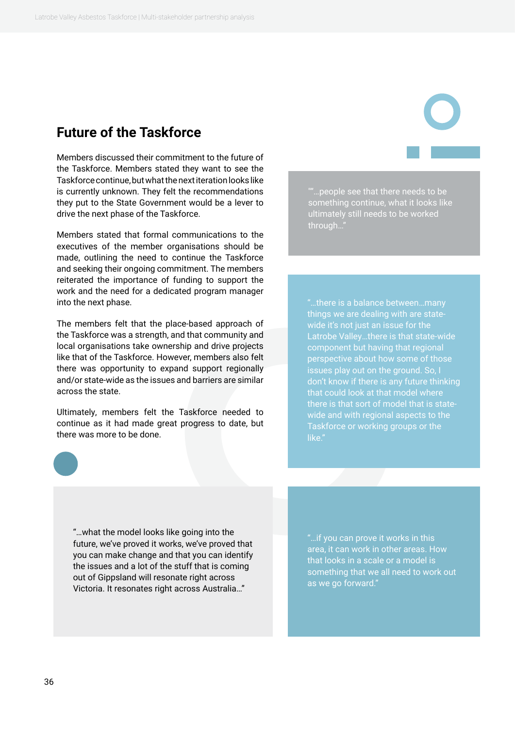## Future of the Taskforce

Members discussed their commitment to the future of the Taskforce. Members stated they want to see the Taskforce continue, but what the next iteration looks like is currently unknown. They felt the recommendations they put to the State Government would be a lever to drive the next phase of the Taskforce.

Members stated that formal communications to the executives of the member organisations should be made, outlining the need to continue the Taskforce and seeking their ongoing commitment. The members reiterated the importance of funding to support the work and the need for a dedicated program manager into the next phase.

The members felt that the place-based approach of the Taskforce was a strength, and that community and local organisations take ownership and drive projects like that of the Taskforce. However, members also felt there was opportunity to expand support regionally and/or state-wide as the issues and barriers are similar across the state.

Ultimately, members felt the Taskforce needed to continue as it had made great progress to date, but there was more to be done.

""…people see that there needs to be something continue, what it looks like ultimately still needs to be worked through…"

"…there is a balance between…many things we are dealing with are state-wide it's not just an issue for the Latrobe Valley…there is that state-wide component but having that regional perspective about how some of those issues play out on the ground. So, I don't know if there is any future thinking that could look at that model where there is that sort of model that is state-wide and with regional aspects to the Taskforce or working groups or the like."

"…what the model looks like going into the future, we've proved it works, we've proved that you can make change and that you can identify the issues and a lot of the stuff that is coming out of Gippsland will resonate right across Victoria. It resonates right across Australia…"

"…if you can prove it works in this area, it can work in other areas. How that looks in a scale or a model is something that we all need to work out as we go forward."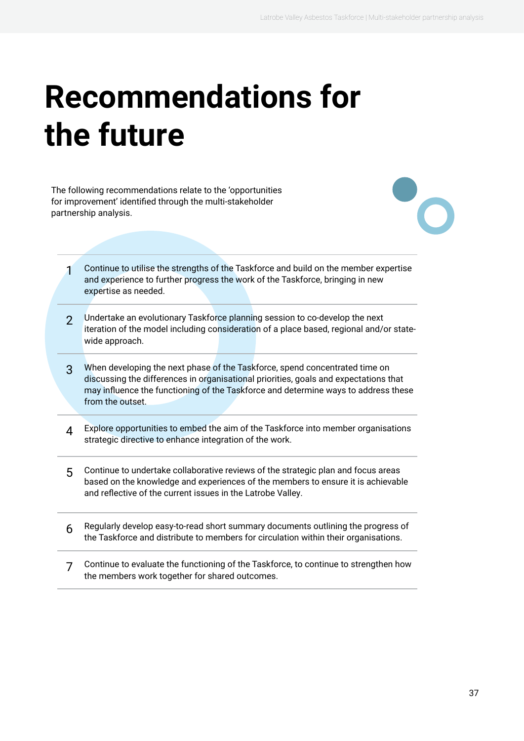# Recommendations for the future

The following recommendations relate to the 'opportunities for improvement' identified through the multi-stakeholder partnership analysis.

1. Continue to utilise the strengths of the Taskforce and build on the member expertise and experience to further progress the work of the Taskforce, bringing in new expertise as needed.
2. Undertake an evolutionary Taskforce planning session to co-develop the next iteration of the model including consideration of a place based, regional and/or state-wide approach.
3. When developing the next phase of the Taskforce, spend concentrated time on discussing the differences in organisational priorities, goals and expectations that may influence the functioning of the Taskforce and determine ways to address these from the outset.
4. Explore opportunities to embed the aim of the Taskforce into member organisations strategic directive to enhance integration of the work.
5. Continue to undertake collaborative reviews of the strategic plan and focus areas based on the knowledge and experiences of the members to ensure it is achievable and reflective of the current issues in the Latrobe Valley.
6. Regularly develop easy-to-read short summary documents outlining the progress of the Taskforce and distribute to members for circulation within their organisations.
7. Continue to evaluate the functioning of the Taskforce, to continue to strengthen how the members work together for shared outcomes.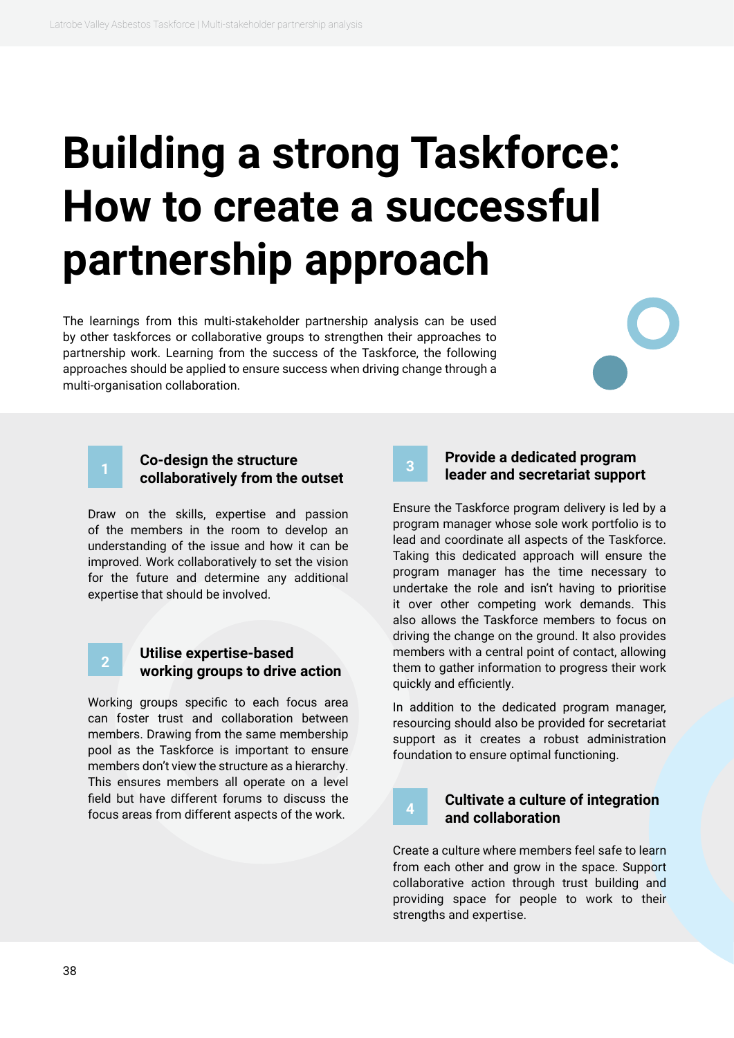# Building a strong Taskforce: How to create a successful partnership approach

The learnings from this multi-stakeholder partnership analysis can be used by other taskforces or collaborative groups to strengthen their approaches to partnership work. Learning from the success of the Taskforce, the following approaches should be applied to ensure success when driving change through a multi-organisation collaboration.

## 1 Co-design the structure collaboratively from the outset

Draw on the skills, expertise and passion of the members in the room to develop an understanding of the issue and how it can be improved. Work collaboratively to set the vision for the future and determine any additional expertise that should be involved.

## 2 Utilise expertise-based working groups to drive action

Working groups specific to each focus area can foster trust and collaboration between members. Drawing from the same membership pool as the Taskforce is important to ensure members don't view the structure as a hierarchy. This ensures members all operate on a level field but have different forums to discuss the focus areas from different aspects of the work.

## 3 Provide a dedicated program leader and secretariat support

Ensure the Taskforce program delivery is led by a program manager whose sole work portfolio is to lead and coordinate all aspects of the Taskforce. Taking this dedicated approach will ensure the program manager has the time necessary to undertake the role and isn't having to prioritise it over other competing work demands. This also allows the Taskforce members to focus on driving the change on the ground. It also provides members with a central point of contact, allowing them to gather information to progress their work quickly and efficiently.

In addition to the dedicated program manager, resourcing should also be provided for secretariat support as it creates a robust administration foundation to ensure optimal functioning.

## 4 Cultivate a culture of integration and collaboration

Create a culture where members feel safe to learn from each other and grow in the space. Support collaborative action through trust building and providing space for people to work to their strengths and expertise.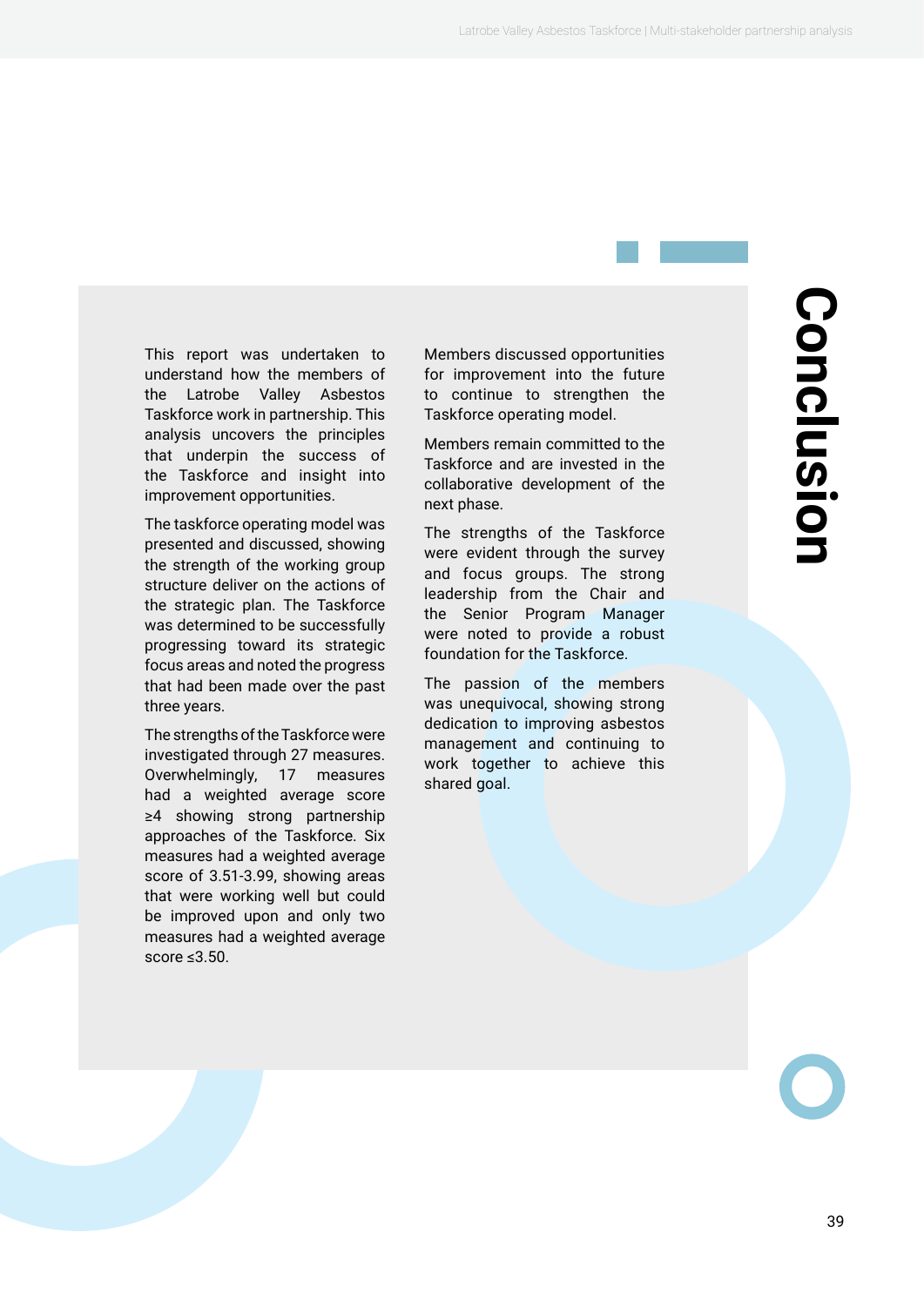# Conclusion

This report was undertaken to understand how the members of the Latrobe Valley Asbestos Taskforce work in partnership. This analysis uncovers the principles that underpin the success of the Taskforce and insight into improvement opportunities.

The taskforce operating model was presented and discussed, showing the strength of the working group structure deliver on the actions of the strategic plan. The Taskforce was determined to be successfully progressing toward its strategic focus areas and noted the progress that had been made over the past three years.

The strengths of the Taskforce were investigated through 27 measures. Overwhelmingly, 17 measures had a weighted average score ≥4 showing strong partnership approaches of the Taskforce. Six measures had a weighted average score of 3.51-3.99, showing areas that were working well but could be improved upon and only two measures had a weighted average score ≤3.50.

Members discussed opportunities for improvement into the future to continue to strengthen the Taskforce operating model.

Members remain committed to the Taskforce and are invested in the collaborative development of the next phase.

The strengths of the Taskforce were evident through the survey and focus groups. The strong leadership from the Chair and the Senior Program Manager were noted to provide a robust foundation for the Taskforce.

The passion of the members was unequivocal, showing strong dedication to improving asbestos management and continuing to work together to achieve this shared goal.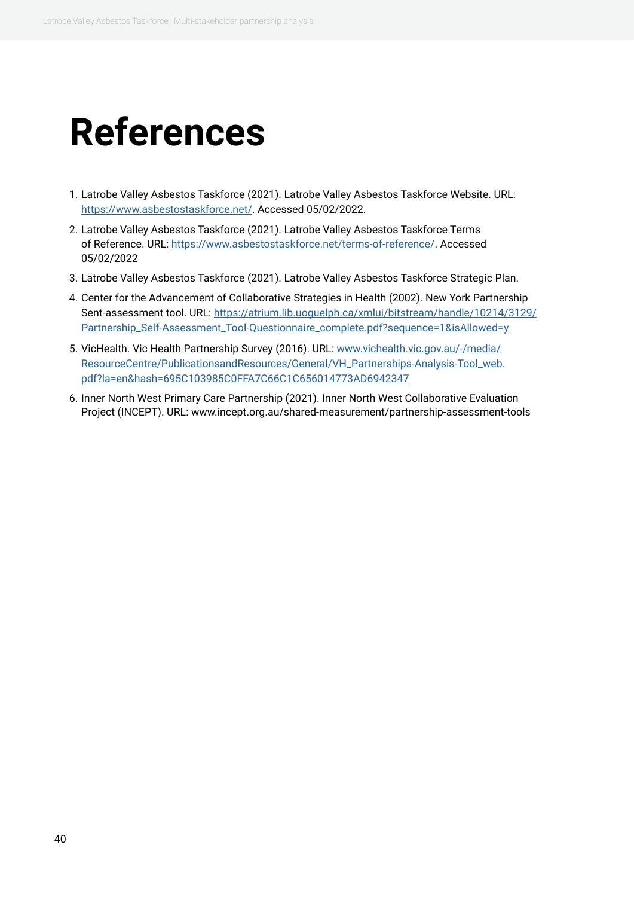# References

1. Latrobe Valley Asbestos Taskforce (2021). Latrobe Valley Asbestos Taskforce Website. URL: https://www.asbestostaskforce.net/. Accessed 05/02/2022.
2. Latrobe Valley Asbestos Taskforce (2021). Latrobe Valley Asbestos Taskforce Terms of Reference. URL: https://www.asbestostaskforce.net/terms-of-reference/. Accessed 05/02/2022
3. Latrobe Valley Asbestos Taskforce (2021). Latrobe Valley Asbestos Taskforce Strategic Plan.
4. Center for the Advancement of Collaborative Strategies in Health (2002). New York Partnership Sent-assessment tool. URL: https://atrium.lib.uoguelph.ca/xmlui/bitstream/handle/10214/3129/Partnership_Self-Assessment_Tool-Questionnaire_complete.pdf?sequence=1&isAllowed=y
5. VicHealth. Vic Health Partnership Survey (2016). URL: www.vichealth.vic.gov.au/-/media/ResourceCentre/PublicationsandResources/General/VH_Partnerships-Analysis-Tool_web.pdf?la=en&hash=695C103985C0FFA7C66C1C656014773AD6942347
6. Inner North West Primary Care Partnership (2021). Inner North West Collaborative Evaluation Project (INCEPT). URL: www.incept.org.au/shared-measurement/partnership-assessment-tools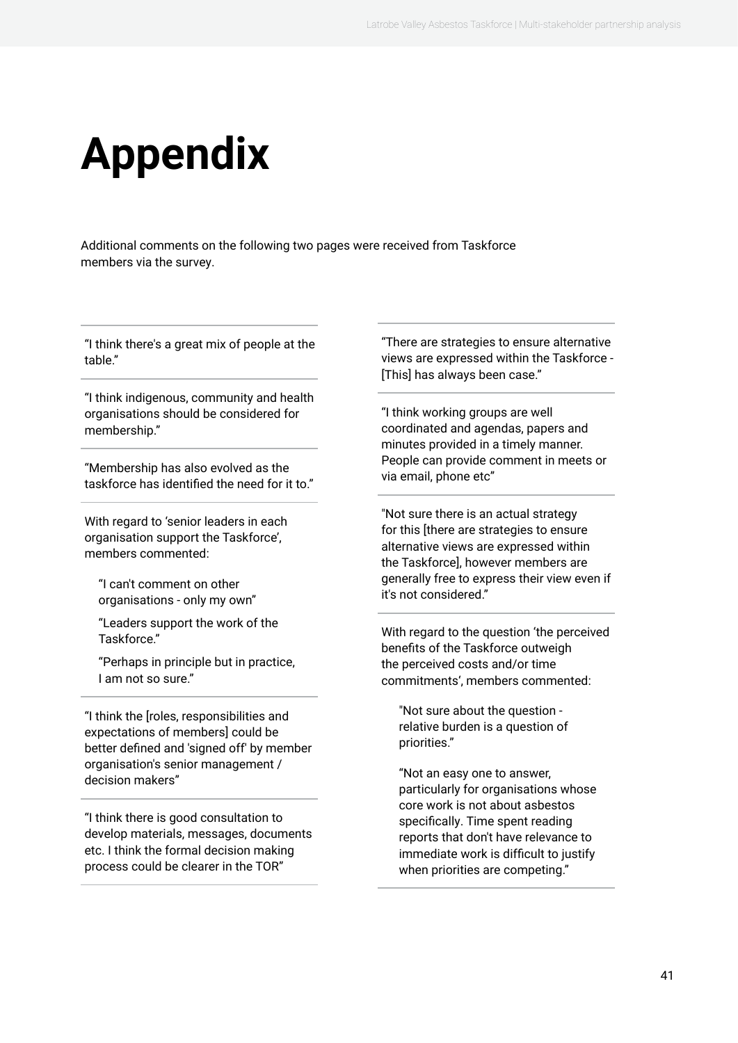# Appendix

Additional comments on the following two pages were received from Taskforce members via the survey.

---

"I think there's a great mix of people at the table."

---

"I think indigenous, community and health organisations should be considered for membership."

---

"Membership has also evolved as the taskforce has identified the need for it to."

---

With regard to 'senior leaders in each organisation support the Taskforce', members commented:

> "I can't comment on other organisations - only my own"
>
> "Leaders support the work of the Taskforce."
>
> "Perhaps in principle but in practice, I am not so sure."

---

"I think the [roles, responsibilities and expectations of members] could be better defined and 'signed off' by member organisation's senior management / decision makers"

---

"I think there is good consultation to develop materials, messages, documents etc. I think the formal decision making process could be clearer in the TOR"

---

"There are strategies to ensure alternative views are expressed within the Taskforce - [This] has always been case."

---

"I think working groups are well coordinated and agendas, papers and minutes provided in a timely manner. People can provide comment in meets or via email, phone etc"

---

"Not sure there is an actual strategy for this [there are strategies to ensure alternative views are expressed within the Taskforce], however members are generally free to express their view even if it's not considered."

---

With regard to the question 'the perceived benefits of the Taskforce outweigh the perceived costs and/or time commitments', members commented:

> "Not sure about the question - relative burden is a question of priorities."
>
> "Not an easy one to answer, particularly for organisations whose core work is not about asbestos specifically. Time spent reading reports that don't have relevance to immediate work is difficult to justify when priorities are competing."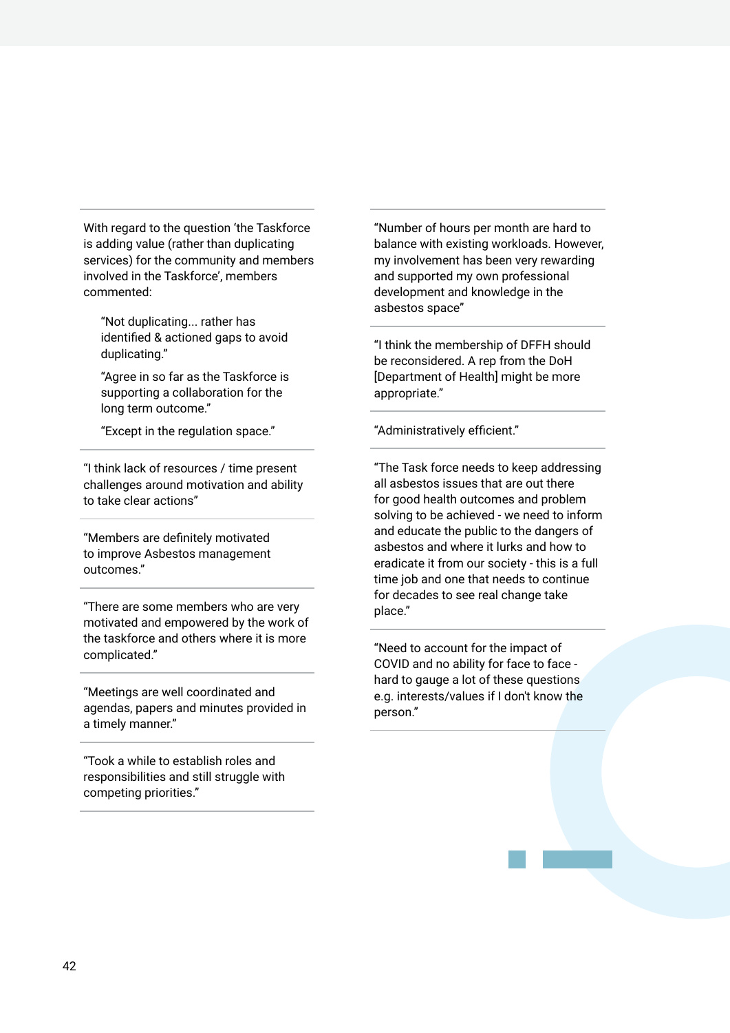With regard to the question 'the Taskforce is adding value (rather than duplicating services) for the community and members involved in the Taskforce', members commented:

> "Not duplicating... rather has identified & actioned gaps to avoid duplicating."
>
> "Agree in so far as the Taskforce is supporting a collaboration for the long term outcome."
>
> "Except in the regulation space."

"I think lack of resources / time present challenges around motivation and ability to take clear actions"

"Members are definitely motivated to improve Asbestos management outcomes."

"There are some members who are very motivated and empowered by the work of the taskforce and others where it is more complicated."

"Meetings are well coordinated and agendas, papers and minutes provided in a timely manner."

"Took a while to establish roles and responsibilities and still struggle with competing priorities."

"Number of hours per month are hard to balance with existing workloads. However, my involvement has been very rewarding and supported my own professional development and knowledge in the asbestos space"

"I think the membership of DFFH should be reconsidered. A rep from the DoH [Department of Health] might be more appropriate."

"Administratively efficient."

"The Task force needs to keep addressing all asbestos issues that are out there for good health outcomes and problem solving to be achieved - we need to inform and educate the public to the dangers of asbestos and where it lurks and how to eradicate it from our society - this is a full time job and one that needs to continue for decades to see real change take place."

"Need to account for the impact of COVID and no ability for face to face - hard to gauge a lot of these questions e.g. interests/values if I don't know the person."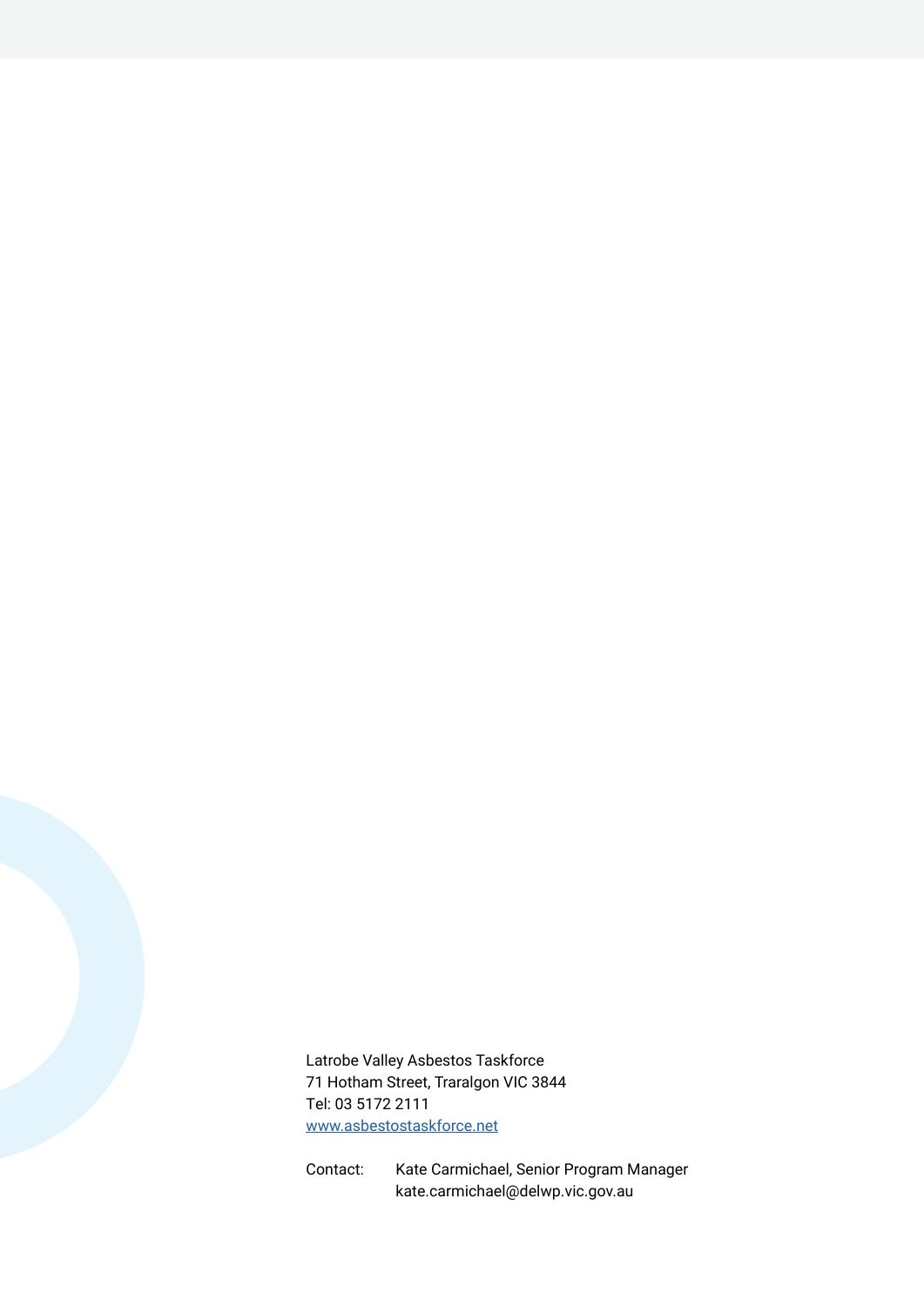Latrobe Valley Asbestos Taskforce
71 Hotham Street, Traralgon VIC 3844
Tel: 03 5172 2111
www.asbestostaskforce.net

Contact: Kate Carmichael, Senior Program Manager
kate.carmichael@delwp.vic.gov.au